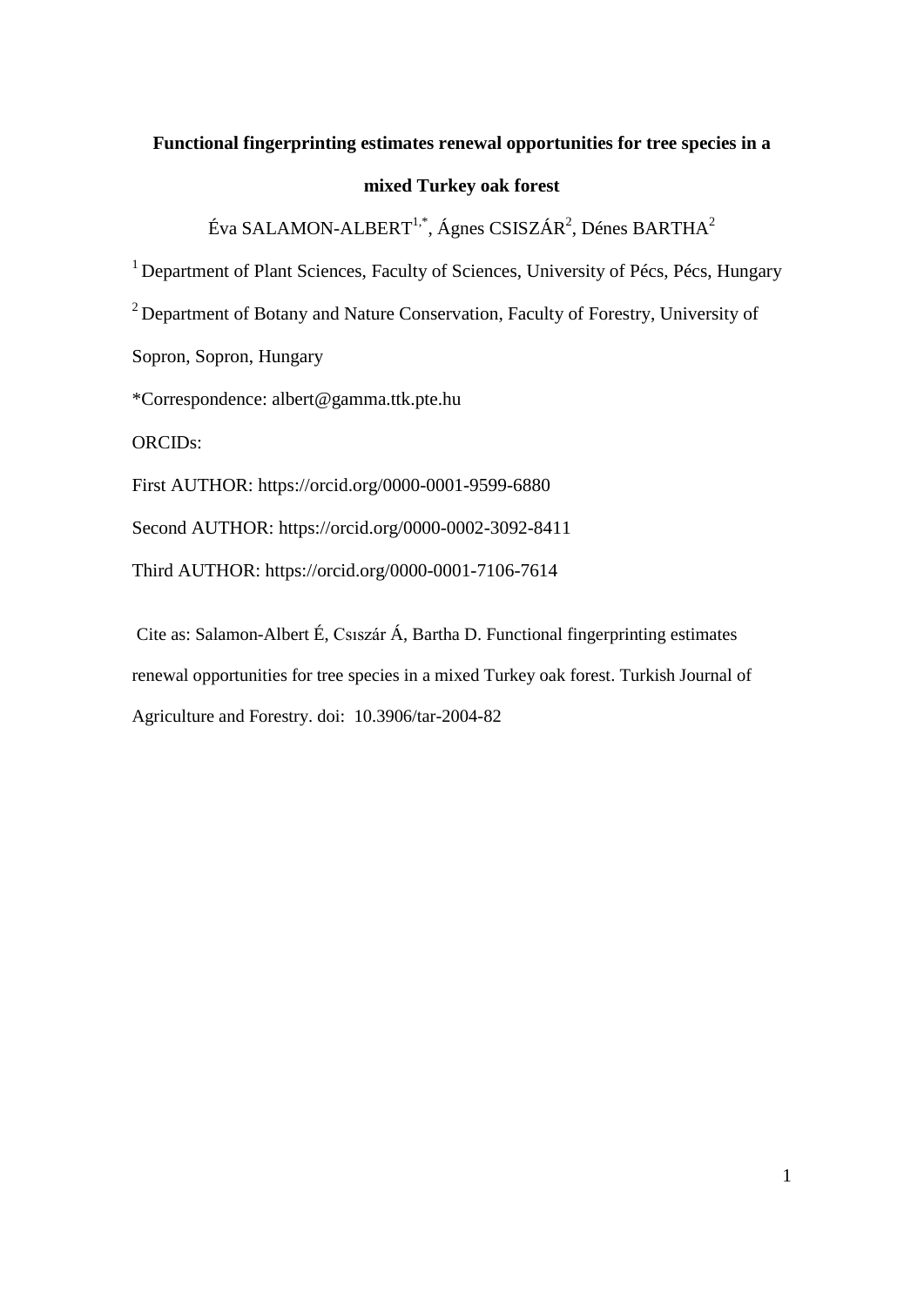**Functional fingerprinting estimates renewal opportunities for tree species in a mixed Turkey oak forest**

Éva SALAMON-ALBERT[1,*], Ágnes CSISZÁR[2], Dénes BARTHA[2]

[1] Department of Plant Sciences, Faculty of Sciences, University of Pécs, Pécs, Hungary

[2] Department of Botany and Nature Conservation, Faculty of Forestry, University of Sopron, Sopron, Hungary

*Correspondence: albert@gamma.ttk.pte.hu

ORCIDs:

First AUTHOR: https://orcid.org/0000-0001-9599-6880

Second AUTHOR: https://orcid.org/0000-0002-3092-8411

Third AUTHOR: https://orcid.org/0000-0001-7106-7614

Cite as: Salamon-Albert É, Csıszár Á, Bartha D. Functional fingerprinting estimates renewal opportunities for tree species in a mixed Turkey oak forest. Turkish Journal of Agriculture and Forestry. doi: 10.3906/tar-2004-82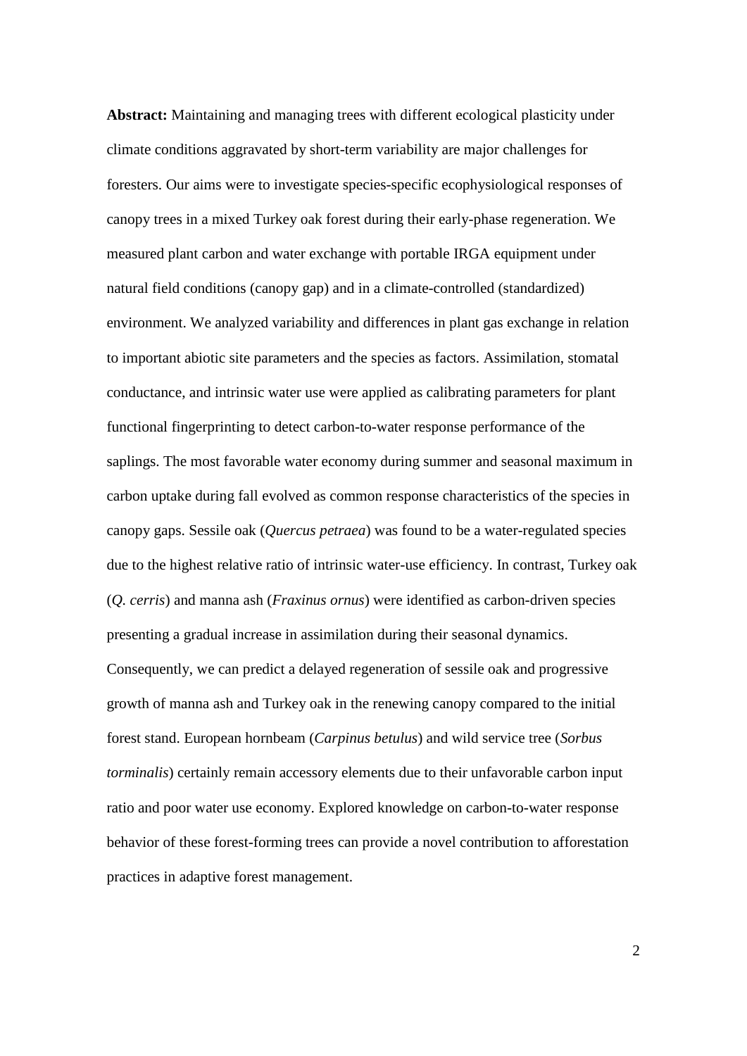**Abstract:** Maintaining and managing trees with different ecological plasticity under climate conditions aggravated by short-term variability are major challenges for foresters. Our aims were to investigate species-specific ecophysiological responses of canopy trees in a mixed Turkey oak forest during their early-phase regeneration. We measured plant carbon and water exchange with portable IRGA equipment under natural field conditions (canopy gap) and in a climate-controlled (standardized) environment. We analyzed variability and differences in plant gas exchange in relation to important abiotic site parameters and the species as factors. Assimilation, stomatal conductance, and intrinsic water use were applied as calibrating parameters for plant functional fingerprinting to detect carbon-to-water response performance of the saplings. The most favorable water economy during summer and seasonal maximum in carbon uptake during fall evolved as common response characteristics of the species in canopy gaps. Sessile oak (*Quercus petraea*) was found to be a water-regulated species due to the highest relative ratio of intrinsic water-use efficiency. In contrast, Turkey oak (*Q. cerris*) and manna ash (*Fraxinus ornus*) were identified as carbon-driven species presenting a gradual increase in assimilation during their seasonal dynamics. Consequently, we can predict a delayed regeneration of sessile oak and progressive growth of manna ash and Turkey oak in the renewing canopy compared to the initial forest stand. European hornbeam (*Carpinus betulus*) and wild service tree (*Sorbus torminalis*) certainly remain accessory elements due to their unfavorable carbon input ratio and poor water use economy. Explored knowledge on carbon-to-water response behavior of these forest-forming trees can provide a novel contribution to afforestation practices in adaptive forest management.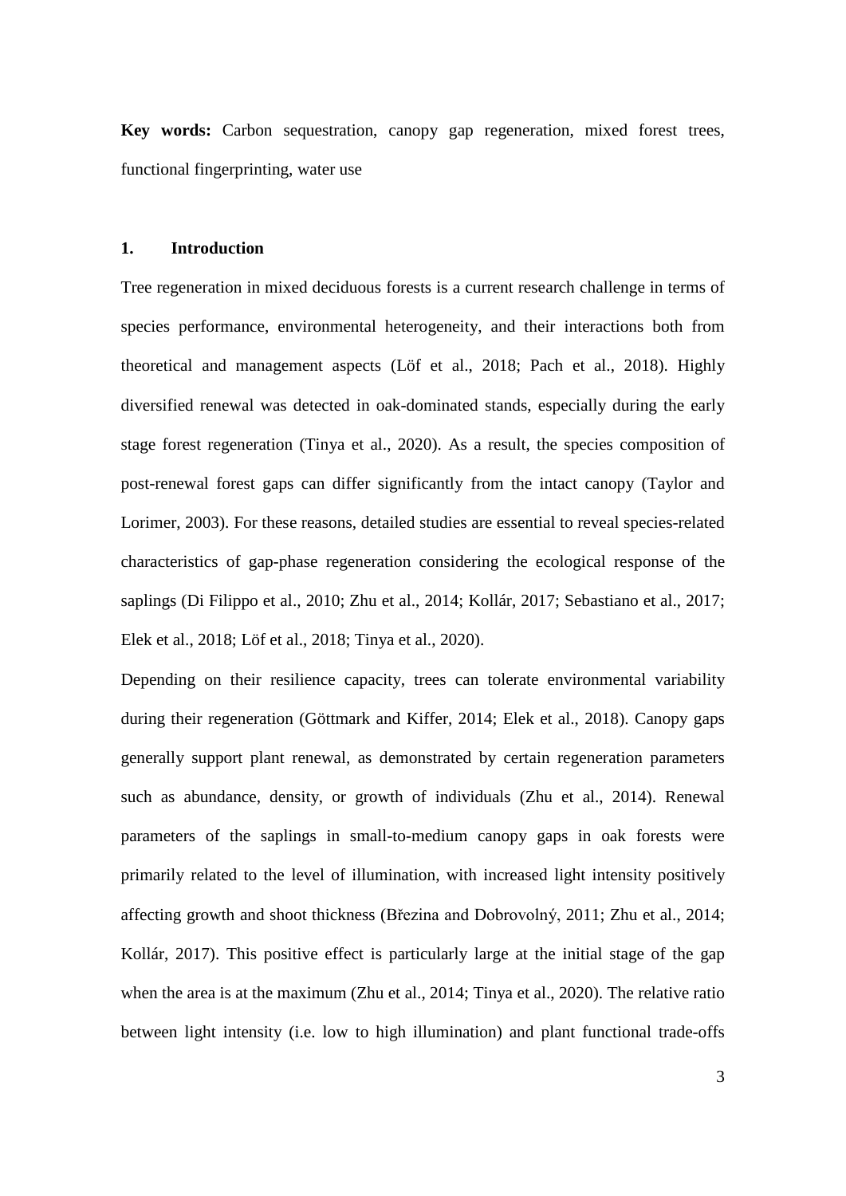**Key words:** Carbon sequestration, canopy gap regeneration, mixed forest trees, functional fingerprinting, water use

## 1. Introduction

Tree regeneration in mixed deciduous forests is a current research challenge in terms of species performance, environmental heterogeneity, and their interactions both from theoretical and management aspects (Löf et al., 2018; Pach et al., 2018). Highly diversified renewal was detected in oak-dominated stands, especially during the early stage forest regeneration (Tinya et al., 2020). As a result, the species composition of post-renewal forest gaps can differ significantly from the intact canopy (Taylor and Lorimer, 2003). For these reasons, detailed studies are essential to reveal species-related characteristics of gap-phase regeneration considering the ecological response of the saplings (Di Filippo et al., 2010; Zhu et al., 2014; Kollár, 2017; Sebastiano et al., 2017; Elek et al., 2018; Löf et al., 2018; Tinya et al., 2020).

Depending on their resilience capacity, trees can tolerate environmental variability during their regeneration (Göttmark and Kiffer, 2014; Elek et al., 2018). Canopy gaps generally support plant renewal, as demonstrated by certain regeneration parameters such as abundance, density, or growth of individuals (Zhu et al., 2014). Renewal parameters of the saplings in small-to-medium canopy gaps in oak forests were primarily related to the level of illumination, with increased light intensity positively affecting growth and shoot thickness (Březina and Dobrovolný, 2011; Zhu et al., 2014; Kollár, 2017). This positive effect is particularly large at the initial stage of the gap when the area is at the maximum (Zhu et al., 2014; Tinya et al., 2020). The relative ratio between light intensity (i.e. low to high illumination) and plant functional trade-offs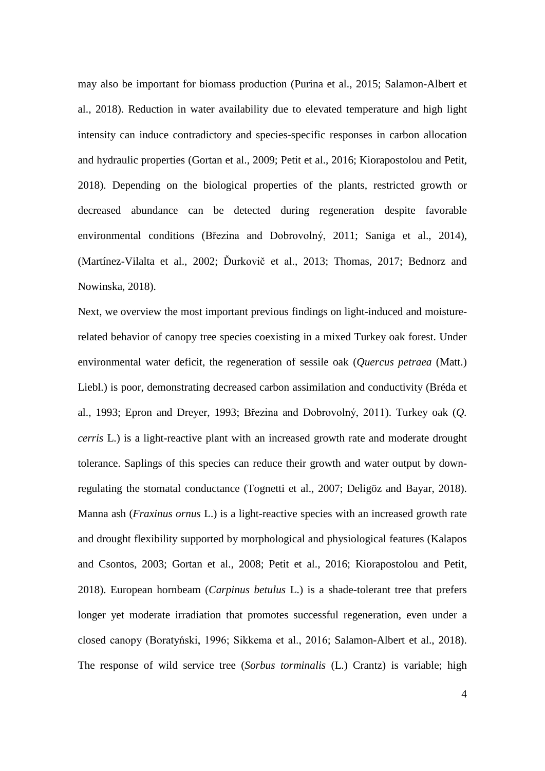may also be important for biomass production (Purina et al., 2015; Salamon-Albert et al., 2018). Reduction in water availability due to elevated temperature and high light intensity can induce contradictory and species-specific responses in carbon allocation and hydraulic properties (Gortan et al., 2009; Petit et al., 2016; Kiorapostolou and Petit, 2018). Depending on the biological properties of the plants, restricted growth or decreased abundance can be detected during regeneration despite favorable environmental conditions (Březina and Dobrovolný, 2011; Saniga et al., 2014), (Martínez-Vilalta et al., 2002; Ďurkovič et al., 2013; Thomas, 2017; Bednorz and Nowinska, 2018).

Next, we overview the most important previous findings on light-induced and moisture-related behavior of canopy tree species coexisting in a mixed Turkey oak forest. Under environmental water deficit, the regeneration of sessile oak (*Quercus petraea* (Matt.) Liebl.) is poor, demonstrating decreased carbon assimilation and conductivity (Bréda et al., 1993; Epron and Dreyer, 1993; Březina and Dobrovolný, 2011). Turkey oak (*Q. cerris* L.) is a light-reactive plant with an increased growth rate and moderate drought tolerance. Saplings of this species can reduce their growth and water output by down-regulating the stomatal conductance (Tognetti et al., 2007; Deligöz and Bayar, 2018). Manna ash (*Fraxinus ornus* L.) is a light-reactive species with an increased growth rate and drought flexibility supported by morphological and physiological features (Kalapos and Csontos, 2003; Gortan et al., 2008; Petit et al., 2016; Kiorapostolou and Petit, 2018). European hornbeam (*Carpinus betulus* L.) is a shade-tolerant tree that prefers longer yet moderate irradiation that promotes successful regeneration, even under a closed canopy (Boratyński, 1996; Sikkema et al., 2016; Salamon-Albert et al., 2018). The response of wild service tree (*Sorbus torminalis* (L.) Crantz) is variable; high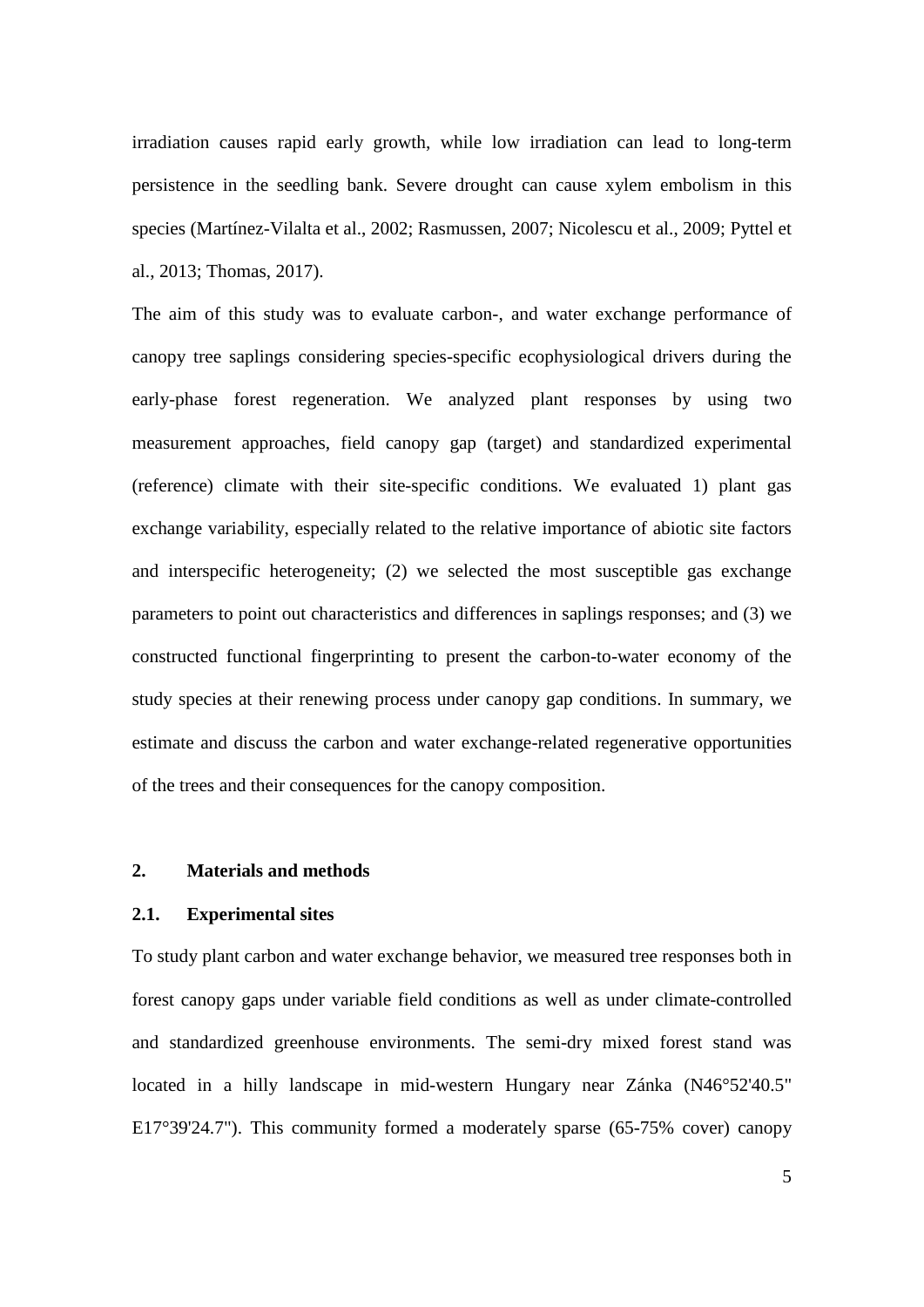irradiation causes rapid early growth, while low irradiation can lead to long-term persistence in the seedling bank. Severe drought can cause xylem embolism in this species (Martínez-Vilalta et al., 2002; Rasmussen, 2007; Nicolescu et al., 2009; Pyttel et al., 2013; Thomas, 2017).

The aim of this study was to evaluate carbon-, and water exchange performance of canopy tree saplings considering species-specific ecophysiological drivers during the early-phase forest regeneration. We analyzed plant responses by using two measurement approaches, field canopy gap (target) and standardized experimental (reference) climate with their site-specific conditions. We evaluated 1) plant gas exchange variability, especially related to the relative importance of abiotic site factors and interspecific heterogeneity; (2) we selected the most susceptible gas exchange parameters to point out characteristics and differences in saplings responses; and (3) we constructed functional fingerprinting to present the carbon-to-water economy of the study species at their renewing process under canopy gap conditions. In summary, we estimate and discuss the carbon and water exchange-related regenerative opportunities of the trees and their consequences for the canopy composition.

## 2. Materials and methods

### 2.1. Experimental sites

To study plant carbon and water exchange behavior, we measured tree responses both in forest canopy gaps under variable field conditions as well as under climate-controlled and standardized greenhouse environments. The semi-dry mixed forest stand was located in a hilly landscape in mid-western Hungary near Zánka (N46°52'40.5" E17°39'24.7"). This community formed a moderately sparse (65-75% cover) canopy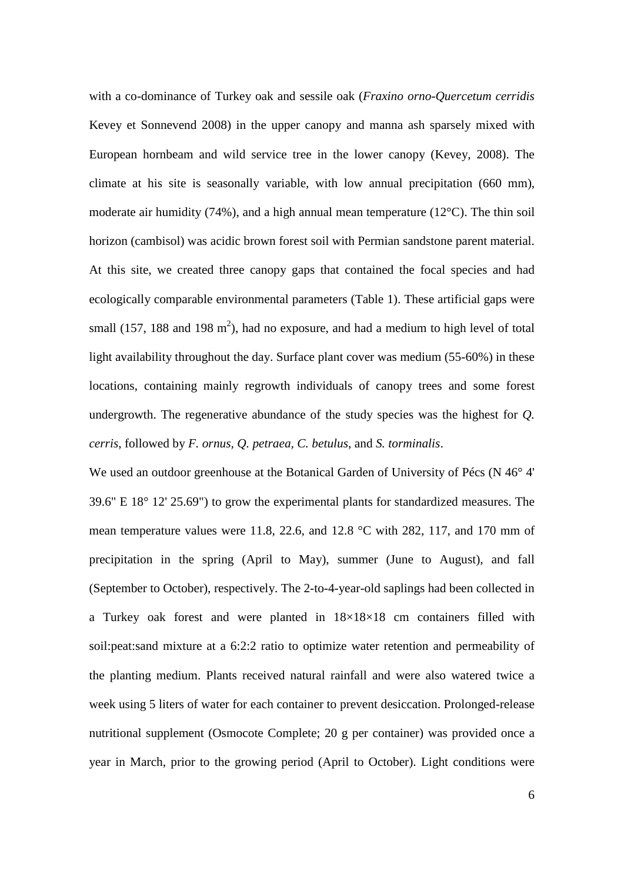with a co-dominance of Turkey oak and sessile oak (*Fraxino orno-Quercetum cerridis* Kevey et Sonnevend 2008) in the upper canopy and manna ash sparsely mixed with European hornbeam and wild service tree in the lower canopy (Kevey, 2008). The climate at his site is seasonally variable, with low annual precipitation (660 mm), moderate air humidity (74%), and a high annual mean temperature (12°C). The thin soil horizon (cambisol) was acidic brown forest soil with Permian sandstone parent material. At this site, we created three canopy gaps that contained the focal species and had ecologically comparable environmental parameters (Table 1). These artificial gaps were small (157, 188 and 198 $m^2$), had no exposure, and had a medium to high level of total light availability throughout the day. Surface plant cover was medium (55-60%) in these locations, containing mainly regrowth individuals of canopy trees and some forest undergrowth. The regenerative abundance of the study species was the highest for *Q. cerris*, followed by *F. ornus*, *Q. petraea*, *C. betulus*, and *S. torminalis*.

We used an outdoor greenhouse at the Botanical Garden of University of Pécs (N 46° 4' 39.6" E 18° 12' 25.69") to grow the experimental plants for standardized measures. The mean temperature values were 11.8, 22.6, and 12.8 °C with 282, 117, and 170 mm of precipitation in the spring (April to May), summer (June to August), and fall (September to October), respectively. The 2-to-4-year-old saplings had been collected in a Turkey oak forest and were planted in 18×18×18 cm containers filled with soil:peat:sand mixture at a 6:2:2 ratio to optimize water retention and permeability of the planting medium. Plants received natural rainfall and were also watered twice a week using 5 liters of water for each container to prevent desiccation. Prolonged-release nutritional supplement (Osmocote Complete; 20 g per container) was provided once a year in March, prior to the growing period (April to October). Light conditions were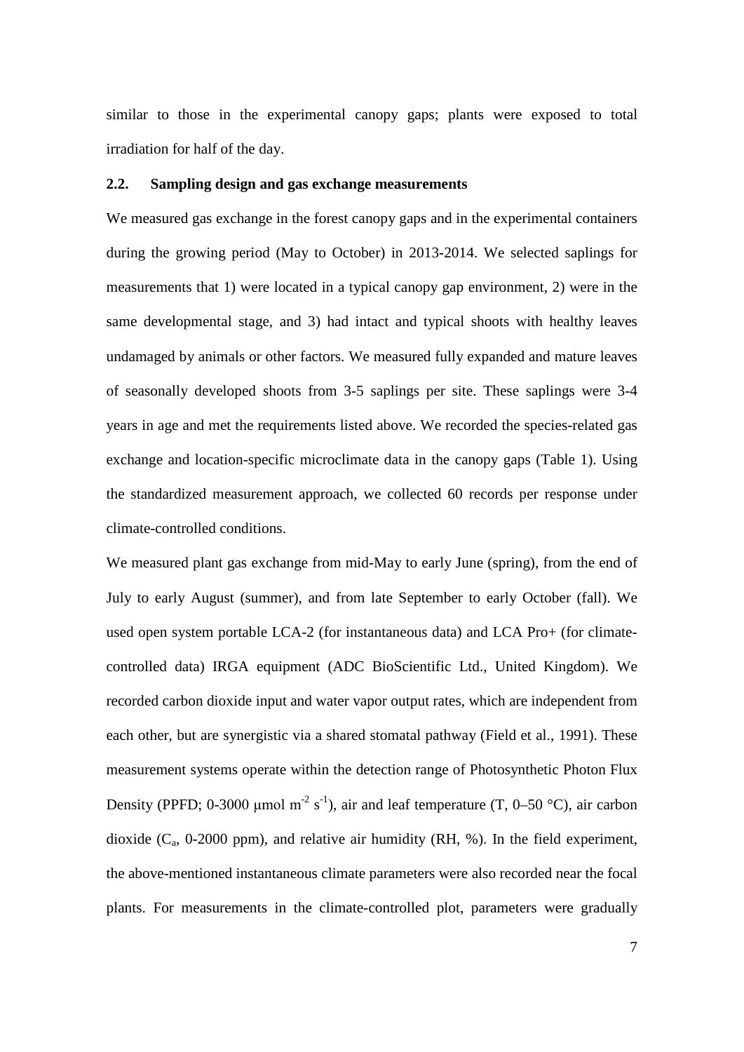similar to those in the experimental canopy gaps; plants were exposed to total irradiation for half of the day.

### 2.2. Sampling design and gas exchange measurements

We measured gas exchange in the forest canopy gaps and in the experimental containers during the growing period (May to October) in 2013-2014. We selected saplings for measurements that 1) were located in a typical canopy gap environment, 2) were in the same developmental stage, and 3) had intact and typical shoots with healthy leaves undamaged by animals or other factors. We measured fully expanded and mature leaves of seasonally developed shoots from 3-5 saplings per site. These saplings were 3-4 years in age and met the requirements listed above. We recorded the species-related gas exchange and location-specific microclimate data in the canopy gaps (Table 1). Using the standardized measurement approach, we collected 60 records per response under climate-controlled conditions.

We measured plant gas exchange from mid-May to early June (spring), from the end of July to early August (summer), and from late September to early October (fall). We used open system portable LCA-2 (for instantaneous data) and LCA Pro+ (for climate-controlled data) IRGA equipment (ADC BioScientific Ltd., United Kingdom). We recorded carbon dioxide input and water vapor output rates, which are independent from each other, but are synergistic via a shared stomatal pathway (Field et al., 1991). These measurement systems operate within the detection range of Photosynthetic Photon Flux Density (PPFD; 0-3000 μmol $m^{-2}$ $s^{-1}$), air and leaf temperature (T, 0–50 °C), air carbon dioxide ($C_a$, 0-2000 ppm), and relative air humidity (RH, %). In the field experiment, the above-mentioned instantaneous climate parameters were also recorded near the focal plants. For measurements in the climate-controlled plot, parameters were gradually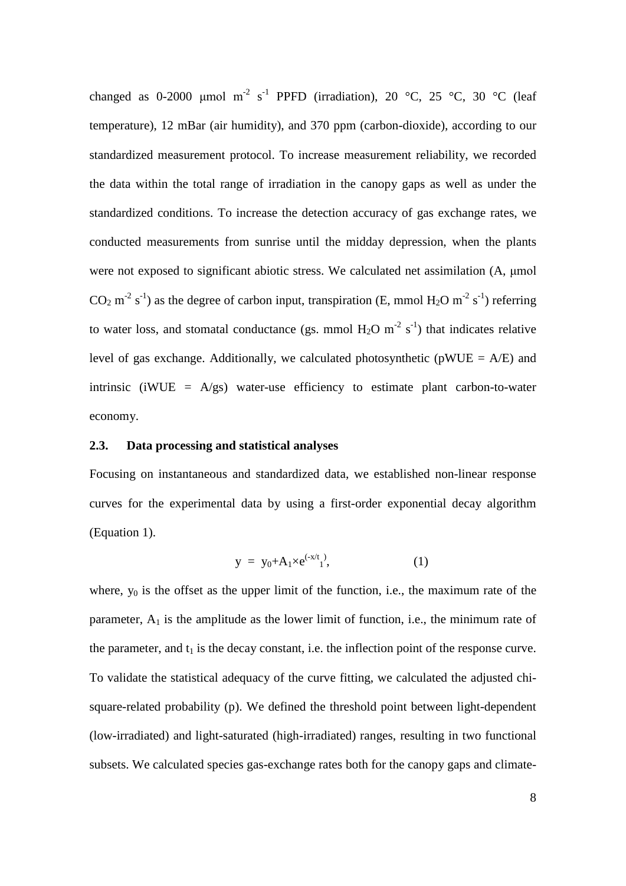changed as 0-2000 μmol $m^{-2}$ $s^{-1}$ PPFD (irradiation), 20 °C, 25 °C, 30 °C (leaf temperature), 12 mBar (air humidity), and 370 ppm (carbon-dioxide), according to our standardized measurement protocol. To increase measurement reliability, we recorded the data within the total range of irradiation in the canopy gaps as well as under the standardized conditions. To increase the detection accuracy of gas exchange rates, we conducted measurements from sunrise until the midday depression, when the plants were not exposed to significant abiotic stress. We calculated net assimilation (A, μmol $CO_2$ $m^{-2}$ $s^{-1}$) as the degree of carbon input, transpiration (E, mmol $H_2O$ $m^{-2}$ $s^{-1}$) referring to water loss, and stomatal conductance (gs. mmol $H_2O$ $m^{-2}$ $s^{-1}$) that indicates relative level of gas exchange. Additionally, we calculated photosynthetic (pWUE = A/E) and intrinsic (iWUE = A/gs) water-use efficiency to estimate plant carbon-to-water economy.

### 2.3. Data processing and statistical analyses

Focusing on instantaneous and standardized data, we established non-linear response curves for the experimental data by using a first-order exponential decay algorithm (Equation 1).

$$y = y_0 + A_1 \times e^{(-x/t_1)}, \qquad (1)$$

where, $y_0$ is the offset as the upper limit of the function, i.e., the maximum rate of the parameter, $A_1$ is the amplitude as the lower limit of function, i.e., the minimum rate of the parameter, and $t_1$ is the decay constant, i.e. the inflection point of the response curve. To validate the statistical adequacy of the curve fitting, we calculated the adjusted chi-square-related probability (p). We defined the threshold point between light-dependent (low-irradiated) and light-saturated (high-irradiated) ranges, resulting in two functional subsets. We calculated species gas-exchange rates both for the canopy gaps and climate-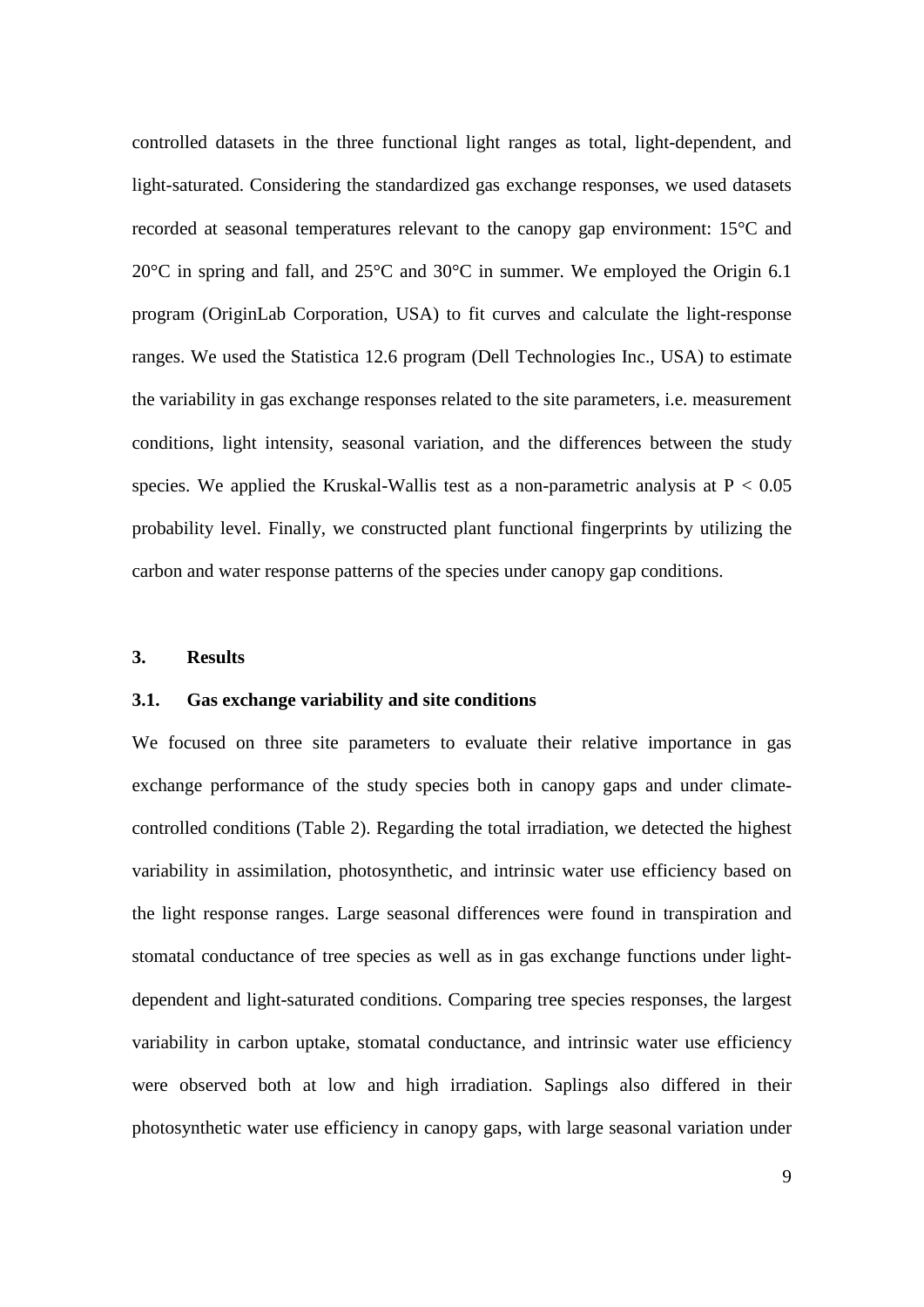controlled datasets in the three functional light ranges as total, light-dependent, and light-saturated. Considering the standardized gas exchange responses, we used datasets recorded at seasonal temperatures relevant to the canopy gap environment: 15°C and 20°C in spring and fall, and 25°C and 30°C in summer. We employed the Origin 6.1 program (OriginLab Corporation, USA) to fit curves and calculate the light-response ranges. We used the Statistica 12.6 program (Dell Technologies Inc., USA) to estimate the variability in gas exchange responses related to the site parameters, i.e. measurement conditions, light intensity, seasonal variation, and the differences between the study species. We applied the Kruskal-Wallis test as a non-parametric analysis at $P < 0.05$ probability level. Finally, we constructed plant functional fingerprints by utilizing the carbon and water response patterns of the species under canopy gap conditions.

## 3. Results

### 3.1. Gas exchange variability and site conditions

We focused on three site parameters to evaluate their relative importance in gas exchange performance of the study species both in canopy gaps and under climate-controlled conditions (Table 2). Regarding the total irradiation, we detected the highest variability in assimilation, photosynthetic, and intrinsic water use efficiency based on the light response ranges. Large seasonal differences were found in transpiration and stomatal conductance of tree species as well as in gas exchange functions under light-dependent and light-saturated conditions. Comparing tree species responses, the largest variability in carbon uptake, stomatal conductance, and intrinsic water use efficiency were observed both at low and high irradiation. Saplings also differed in their photosynthetic water use efficiency in canopy gaps, with large seasonal variation under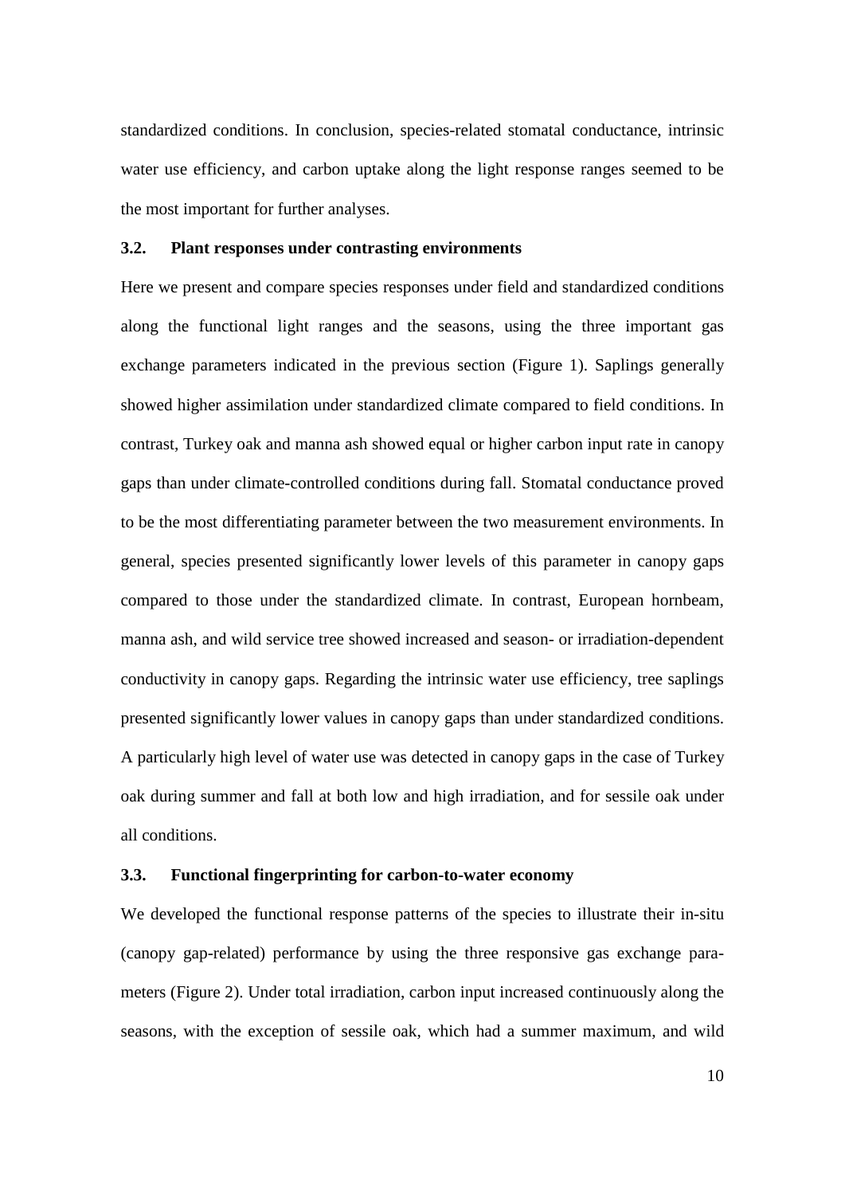standardized conditions. In conclusion, species-related stomatal conductance, intrinsic water use efficiency, and carbon uptake along the light response ranges seemed to be the most important for further analyses.

### 3.2. Plant responses under contrasting environments

Here we present and compare species responses under field and standardized conditions along the functional light ranges and the seasons, using the three important gas exchange parameters indicated in the previous section (Figure 1). Saplings generally showed higher assimilation under standardized climate compared to field conditions. In contrast, Turkey oak and manna ash showed equal or higher carbon input rate in canopy gaps than under climate-controlled conditions during fall. Stomatal conductance proved to be the most differentiating parameter between the two measurement environments. In general, species presented significantly lower levels of this parameter in canopy gaps compared to those under the standardized climate. In contrast, European hornbeam, manna ash, and wild service tree showed increased and season- or irradiation-dependent conductivity in canopy gaps. Regarding the intrinsic water use efficiency, tree saplings presented significantly lower values in canopy gaps than under standardized conditions. A particularly high level of water use was detected in canopy gaps in the case of Turkey oak during summer and fall at both low and high irradiation, and for sessile oak under all conditions.

### 3.3. Functional fingerprinting for carbon-to-water economy

We developed the functional response patterns of the species to illustrate their in-situ (canopy gap-related) performance by using the three responsive gas exchange parameters (Figure 2). Under total irradiation, carbon input increased continuously along the seasons, with the exception of sessile oak, which had a summer maximum, and wild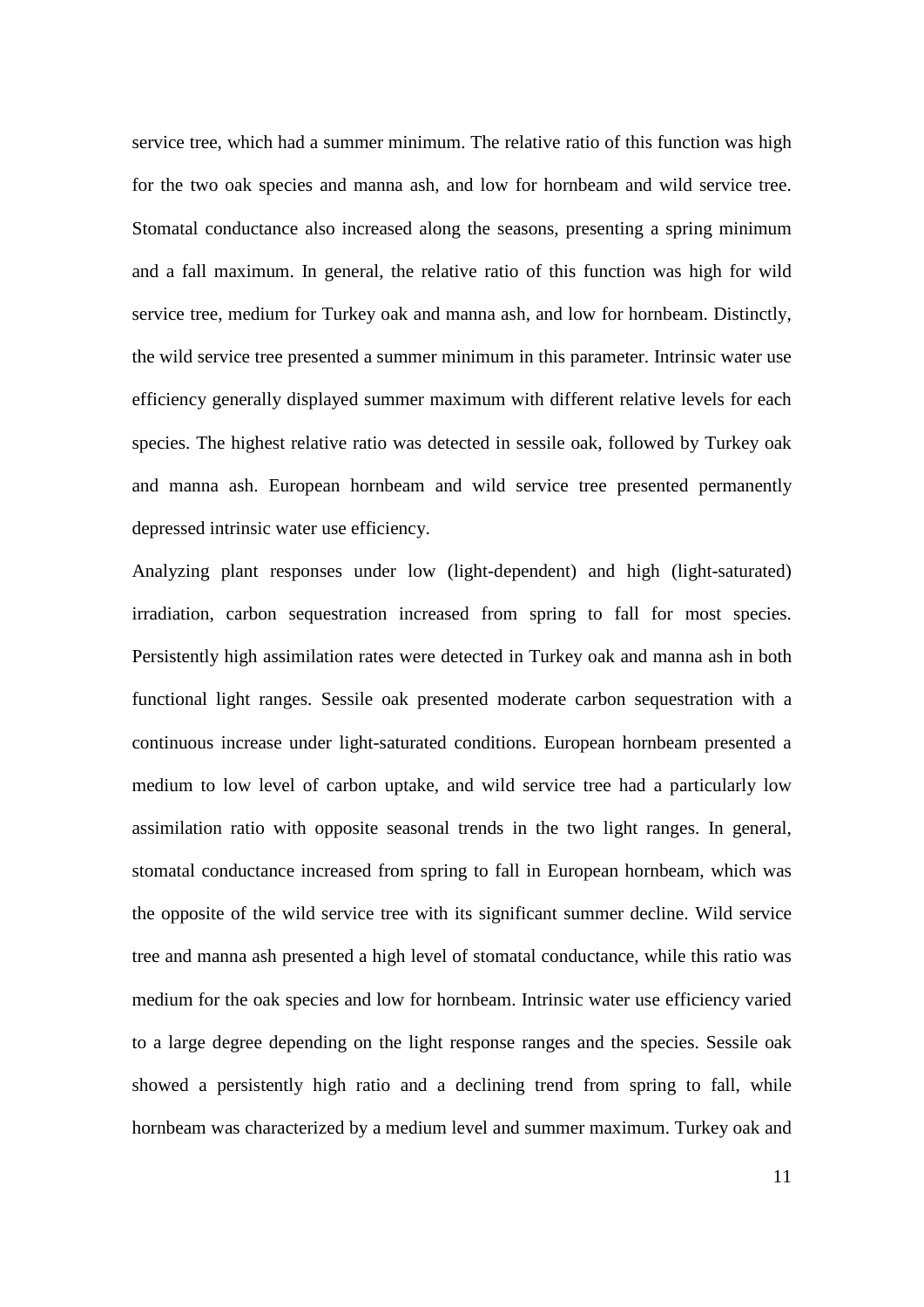service tree, which had a summer minimum. The relative ratio of this function was high for the two oak species and manna ash, and low for hornbeam and wild service tree. Stomatal conductance also increased along the seasons, presenting a spring minimum and a fall maximum. In general, the relative ratio of this function was high for wild service tree, medium for Turkey oak and manna ash, and low for hornbeam. Distinctly, the wild service tree presented a summer minimum in this parameter. Intrinsic water use efficiency generally displayed summer maximum with different relative levels for each species. The highest relative ratio was detected in sessile oak, followed by Turkey oak and manna ash. European hornbeam and wild service tree presented permanently depressed intrinsic water use efficiency.

Analyzing plant responses under low (light-dependent) and high (light-saturated) irradiation, carbon sequestration increased from spring to fall for most species. Persistently high assimilation rates were detected in Turkey oak and manna ash in both functional light ranges. Sessile oak presented moderate carbon sequestration with a continuous increase under light-saturated conditions. European hornbeam presented a medium to low level of carbon uptake, and wild service tree had a particularly low assimilation ratio with opposite seasonal trends in the two light ranges. In general, stomatal conductance increased from spring to fall in European hornbeam, which was the opposite of the wild service tree with its significant summer decline. Wild service tree and manna ash presented a high level of stomatal conductance, while this ratio was medium for the oak species and low for hornbeam. Intrinsic water use efficiency varied to a large degree depending on the light response ranges and the species. Sessile oak showed a persistently high ratio and a declining trend from spring to fall, while hornbeam was characterized by a medium level and summer maximum. Turkey oak and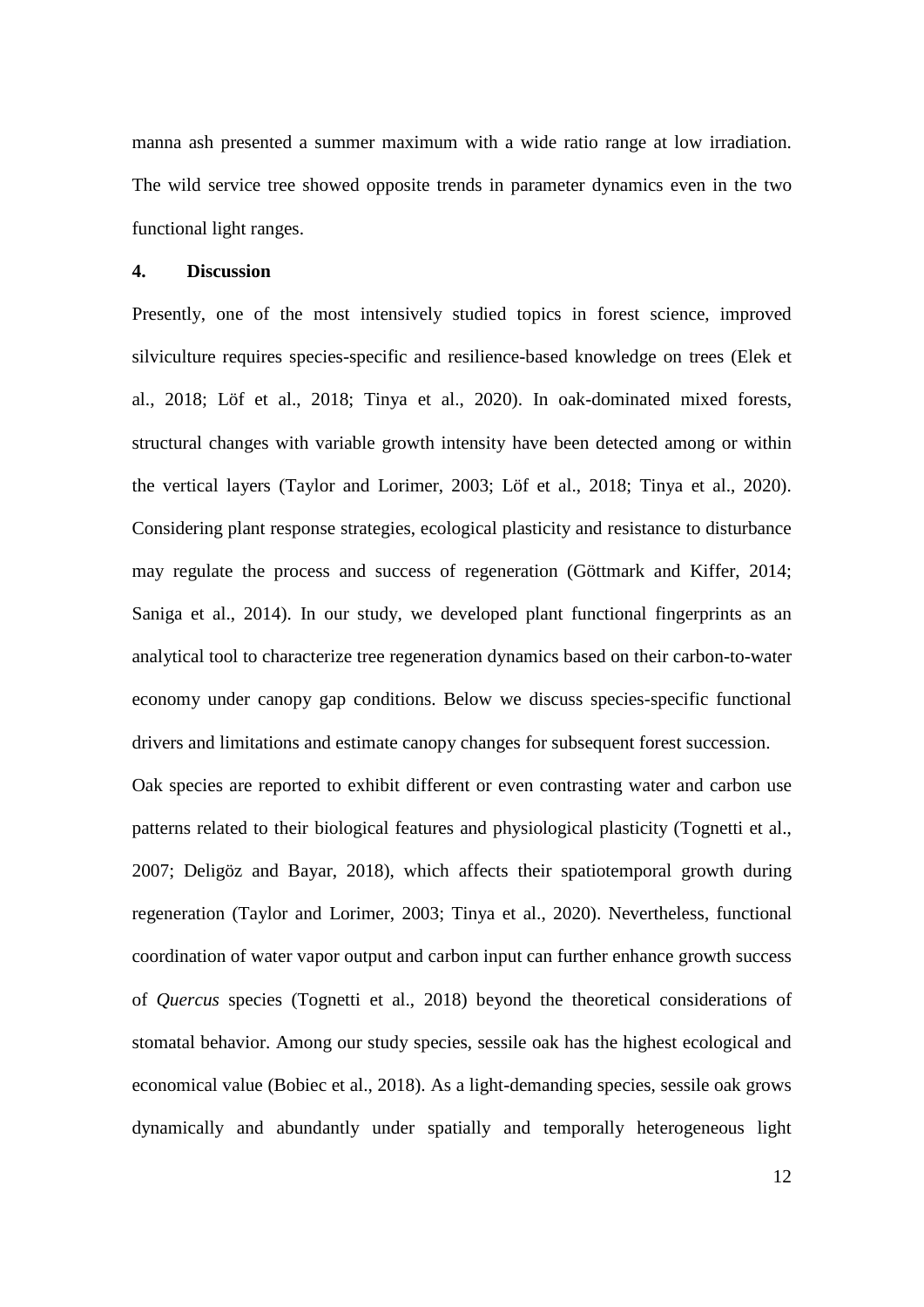manna ash presented a summer maximum with a wide ratio range at low irradiation. The wild service tree showed opposite trends in parameter dynamics even in the two functional light ranges.

## 4. Discussion

Presently, one of the most intensively studied topics in forest science, improved silviculture requires species-specific and resilience-based knowledge on trees (Elek et al., 2018; Löf et al., 2018; Tinya et al., 2020). In oak-dominated mixed forests, structural changes with variable growth intensity have been detected among or within the vertical layers (Taylor and Lorimer, 2003; Löf et al., 2018; Tinya et al., 2020). Considering plant response strategies, ecological plasticity and resistance to disturbance may regulate the process and success of regeneration (Göttmark and Kiffer, 2014; Saniga et al., 2014). In our study, we developed plant functional fingerprints as an analytical tool to characterize tree regeneration dynamics based on their carbon-to-water economy under canopy gap conditions. Below we discuss species-specific functional drivers and limitations and estimate canopy changes for subsequent forest succession.

Oak species are reported to exhibit different or even contrasting water and carbon use patterns related to their biological features and physiological plasticity (Tognetti et al., 2007; Deligöz and Bayar, 2018), which affects their spatiotemporal growth during regeneration (Taylor and Lorimer, 2003; Tinya et al., 2020). Nevertheless, functional coordination of water vapor output and carbon input can further enhance growth success of *Quercus* species (Tognetti et al., 2018) beyond the theoretical considerations of stomatal behavior. Among our study species, sessile oak has the highest ecological and economical value (Bobiec et al., 2018). As a light-demanding species, sessile oak grows dynamically and abundantly under spatially and temporally heterogeneous light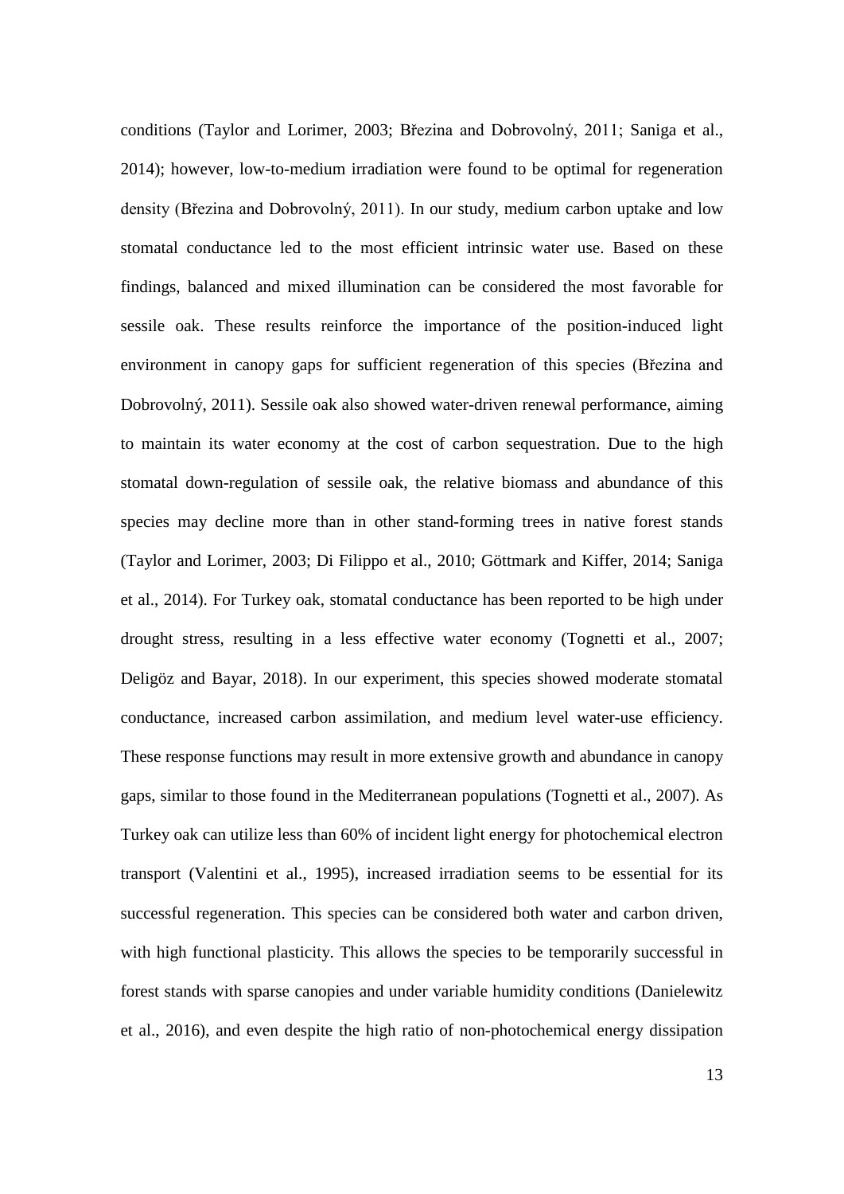conditions (Taylor and Lorimer, 2003; Březina and Dobrovolný, 2011; Saniga et al., 2014); however, low-to-medium irradiation were found to be optimal for regeneration density (Březina and Dobrovolný, 2011). In our study, medium carbon uptake and low stomatal conductance led to the most efficient intrinsic water use. Based on these findings, balanced and mixed illumination can be considered the most favorable for sessile oak. These results reinforce the importance of the position-induced light environment in canopy gaps for sufficient regeneration of this species (Březina and Dobrovolný, 2011). Sessile oak also showed water-driven renewal performance, aiming to maintain its water economy at the cost of carbon sequestration. Due to the high stomatal down-regulation of sessile oak, the relative biomass and abundance of this species may decline more than in other stand-forming trees in native forest stands (Taylor and Lorimer, 2003; Di Filippo et al., 2010; Göttmark and Kiffer, 2014; Saniga et al., 2014). For Turkey oak, stomatal conductance has been reported to be high under drought stress, resulting in a less effective water economy (Tognetti et al., 2007; Deligöz and Bayar, 2018). In our experiment, this species showed moderate stomatal conductance, increased carbon assimilation, and medium level water-use efficiency. These response functions may result in more extensive growth and abundance in canopy gaps, similar to those found in the Mediterranean populations (Tognetti et al., 2007). As Turkey oak can utilize less than 60% of incident light energy for photochemical electron transport (Valentini et al., 1995), increased irradiation seems to be essential for its successful regeneration. This species can be considered both water and carbon driven, with high functional plasticity. This allows the species to be temporarily successful in forest stands with sparse canopies and under variable humidity conditions (Danielewitz et al., 2016), and even despite the high ratio of non-photochemical energy dissipation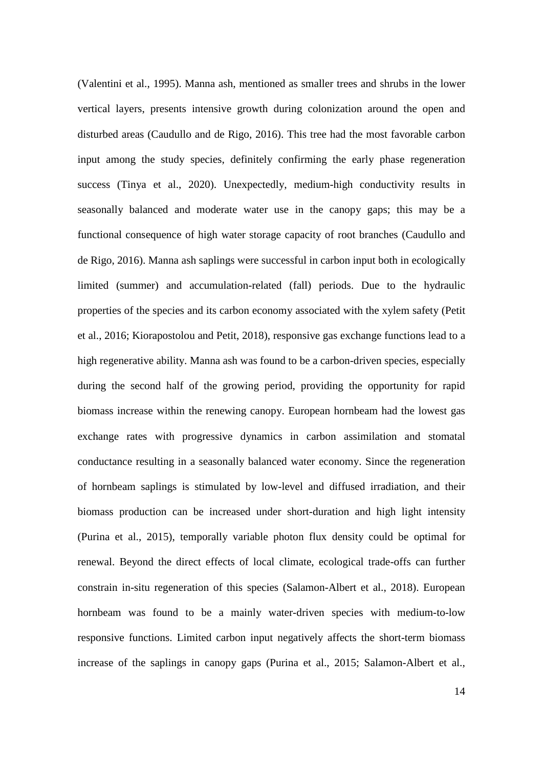(Valentini et al., 1995). Manna ash, mentioned as smaller trees and shrubs in the lower vertical layers, presents intensive growth during colonization around the open and disturbed areas (Caudullo and de Rigo, 2016). This tree had the most favorable carbon input among the study species, definitely confirming the early phase regeneration success (Tinya et al., 2020). Unexpectedly, medium-high conductivity results in seasonally balanced and moderate water use in the canopy gaps; this may be a functional consequence of high water storage capacity of root branches (Caudullo and de Rigo, 2016). Manna ash saplings were successful in carbon input both in ecologically limited (summer) and accumulation-related (fall) periods. Due to the hydraulic properties of the species and its carbon economy associated with the xylem safety (Petit et al., 2016; Kiorapostolou and Petit, 2018), responsive gas exchange functions lead to a high regenerative ability. Manna ash was found to be a carbon-driven species, especially during the second half of the growing period, providing the opportunity for rapid biomass increase within the renewing canopy. European hornbeam had the lowest gas exchange rates with progressive dynamics in carbon assimilation and stomatal conductance resulting in a seasonally balanced water economy. Since the regeneration of hornbeam saplings is stimulated by low-level and diffused irradiation, and their biomass production can be increased under short-duration and high light intensity (Purina et al., 2015), temporally variable photon flux density could be optimal for renewal. Beyond the direct effects of local climate, ecological trade-offs can further constrain in-situ regeneration of this species (Salamon-Albert et al., 2018). European hornbeam was found to be a mainly water-driven species with medium-to-low responsive functions. Limited carbon input negatively affects the short-term biomass increase of the saplings in canopy gaps (Purina et al., 2015; Salamon-Albert et al.,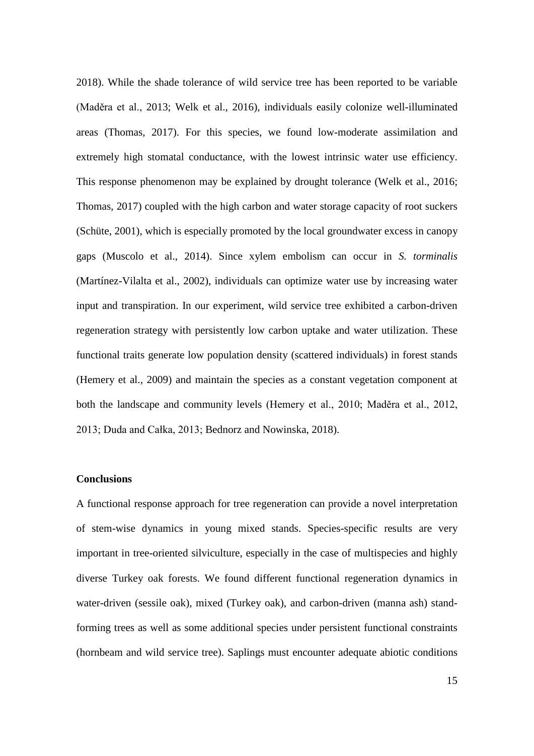2018). While the shade tolerance of wild service tree has been reported to be variable (Maděra et al., 2013; Welk et al., 2016), individuals easily colonize well-illuminated areas (Thomas, 2017). For this species, we found low-moderate assimilation and extremely high stomatal conductance, with the lowest intrinsic water use efficiency. This response phenomenon may be explained by drought tolerance (Welk et al., 2016; Thomas, 2017) coupled with the high carbon and water storage capacity of root suckers (Schüte, 2001), which is especially promoted by the local groundwater excess in canopy gaps (Muscolo et al., 2014). Since xylem embolism can occur in *S. torminalis* (Martínez-Vilalta et al., 2002), individuals can optimize water use by increasing water input and transpiration. In our experiment, wild service tree exhibited a carbon-driven regeneration strategy with persistently low carbon uptake and water utilization. These functional traits generate low population density (scattered individuals) in forest stands (Hemery et al., 2009) and maintain the species as a constant vegetation component at both the landscape and community levels (Hemery et al., 2010; Maděra et al., 2012, 2013; Duda and Całka, 2013; Bednorz and Nowinska, 2018).

**Conclusions**

A functional response approach for tree regeneration can provide a novel interpretation of stem-wise dynamics in young mixed stands. Species-specific results are very important in tree-oriented silviculture, especially in the case of multispecies and highly diverse Turkey oak forests. We found different functional regeneration dynamics in water-driven (sessile oak), mixed (Turkey oak), and carbon-driven (manna ash) stand-forming trees as well as some additional species under persistent functional constraints (hornbeam and wild service tree). Saplings must encounter adequate abiotic conditions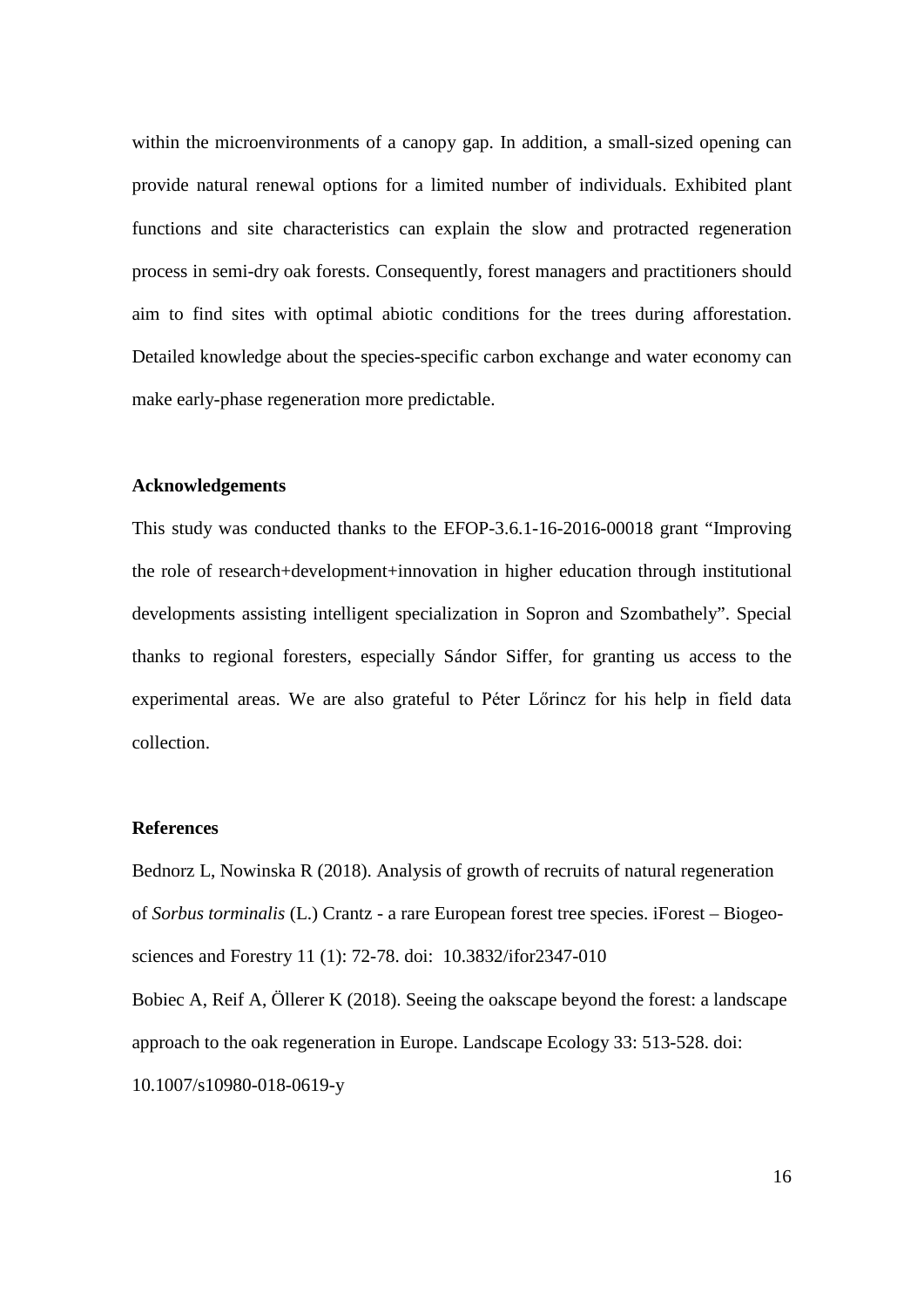within the microenvironments of a canopy gap. In addition, a small-sized opening can provide natural renewal options for a limited number of individuals. Exhibited plant functions and site characteristics can explain the slow and protracted regeneration process in semi-dry oak forests. Consequently, forest managers and practitioners should aim to find sites with optimal abiotic conditions for the trees during afforestation. Detailed knowledge about the species-specific carbon exchange and water economy can make early-phase regeneration more predictable.

**Acknowledgements**

This study was conducted thanks to the EFOP-3.6.1-16-2016-00018 grant "Improving the role of research+development+innovation in higher education through institutional developments assisting intelligent specialization in Sopron and Szombathely". Special thanks to regional foresters, especially Sándor Siffer, for granting us access to the experimental areas. We are also grateful to Péter Lőrincz for his help in field data collection.

**References**

Bednorz L, Nowinska R (2018). Analysis of growth of recruits of natural regeneration of *Sorbus torminalis* (L.) Crantz - a rare European forest tree species. iForest – Biogeosciences and Forestry 11 (1): 72-78. doi: 10.3832/ifor2347-010

Bobiec A, Reif A, Öllerer K (2018). Seeing the oakscape beyond the forest: a landscape approach to the oak regeneration in Europe. Landscape Ecology 33: 513-528. doi: 10.1007/s10980-018-0619-y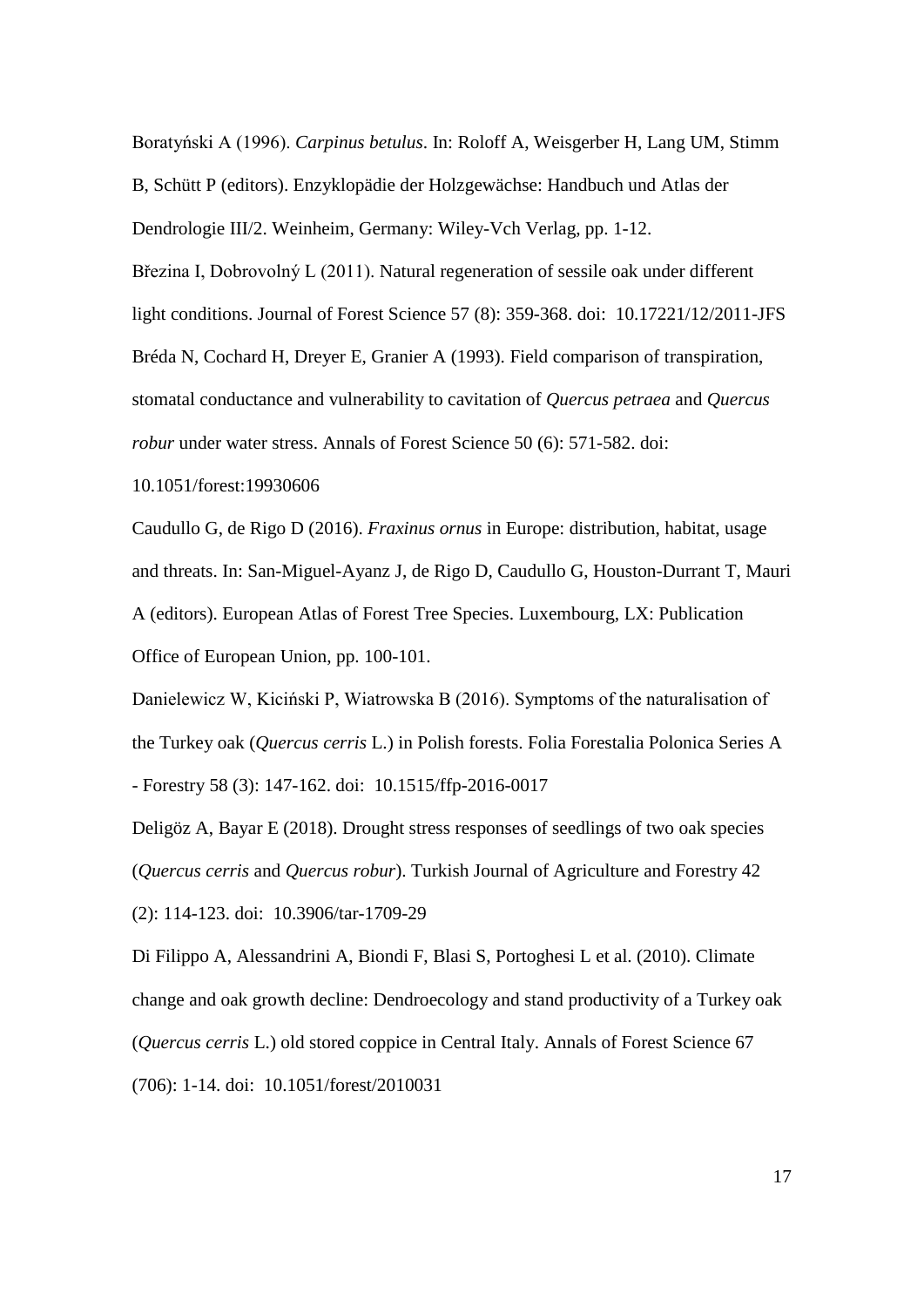Boratyński A (1996). *Carpinus betulus*. In: Roloff A, Weisgerber H, Lang UM, Stimm B, Schütt P (editors). Enzyklopädie der Holzgewächse: Handbuch und Atlas der Dendrologie III/2. Weinheim, Germany: Wiley-Vch Verlag, pp. 1-12.

Březina I, Dobrovolný L (2011). Natural regeneration of sessile oak under different light conditions. Journal of Forest Science 57 (8): 359-368. doi: 10.17221/12/2011-JFS

Bréda N, Cochard H, Dreyer E, Granier A (1993). Field comparison of transpiration, stomatal conductance and vulnerability to cavitation of *Quercus petraea* and *Quercus robur* under water stress. Annals of Forest Science 50 (6): 571-582. doi: 10.1051/forest:19930606

Caudullo G, de Rigo D (2016). *Fraxinus ornus* in Europe: distribution, habitat, usage and threats. In: San-Miguel-Ayanz J, de Rigo D, Caudullo G, Houston-Durrant T, Mauri A (editors). European Atlas of Forest Tree Species. Luxembourg, LX: Publication Office of European Union, pp. 100-101.

Danielewicz W, Kiciński P, Wiatrowska B (2016). Symptoms of the naturalisation of the Turkey oak (*Quercus cerris* L.) in Polish forests. Folia Forestalia Polonica Series A - Forestry 58 (3): 147-162. doi: 10.1515/ffp-2016-0017

Deligöz A, Bayar E (2018). Drought stress responses of seedlings of two oak species (*Quercus cerris* and *Quercus robur*). Turkish Journal of Agriculture and Forestry 42 (2): 114-123. doi: 10.3906/tar-1709-29

Di Filippo A, Alessandrini A, Biondi F, Blasi S, Portoghesi L et al. (2010). Climate change and oak growth decline: Dendroecology and stand productivity of a Turkey oak (*Quercus cerris* L.) old stored coppice in Central Italy. Annals of Forest Science 67 (706): 1-14. doi: 10.1051/forest/2010031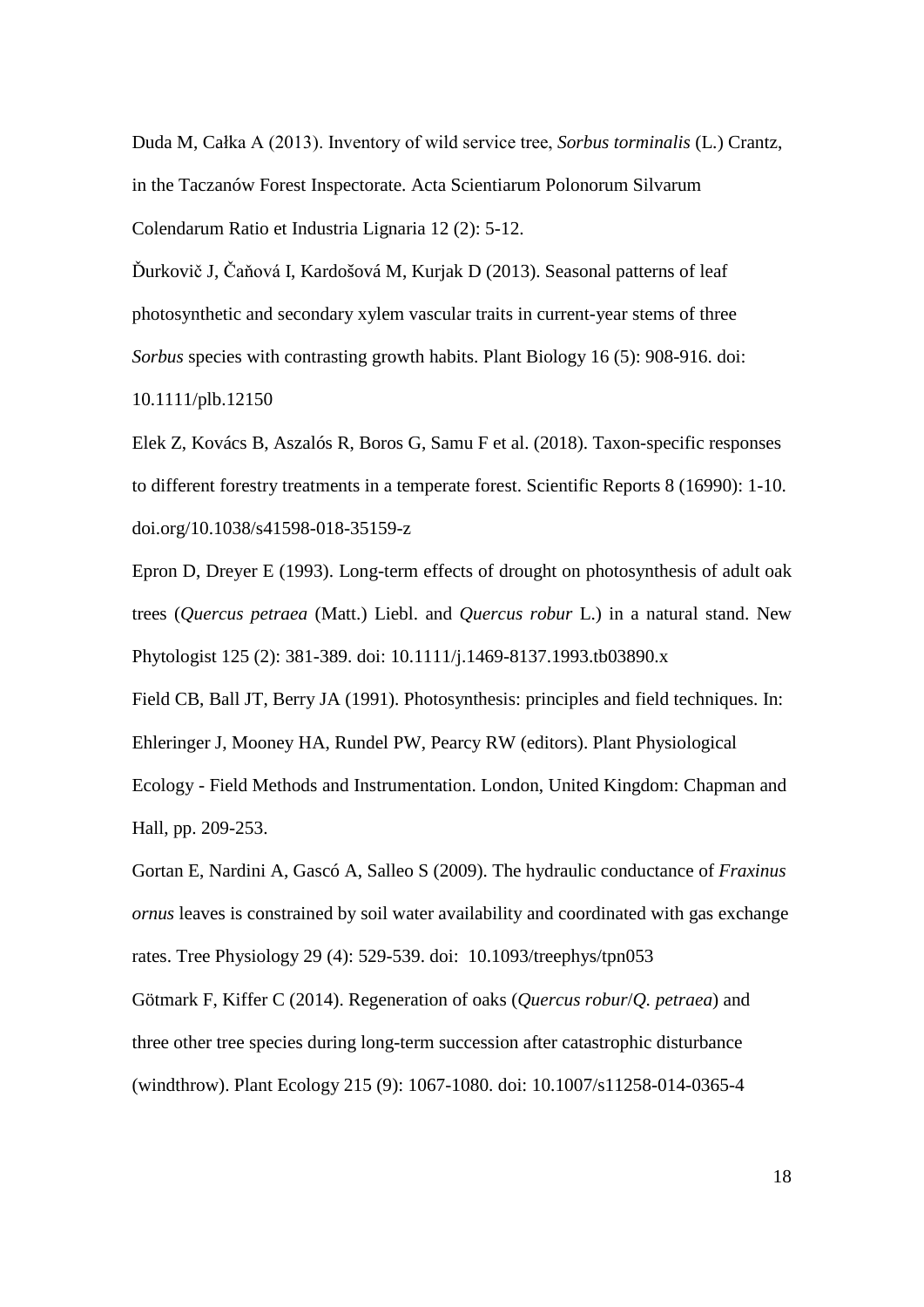Duda M, Całka A (2013). Inventory of wild service tree, *Sorbus torminalis* (L.) Crantz, in the Taczanów Forest Inspectorate. Acta Scientiarum Polonorum Silvarum Colendarum Ratio et Industria Lignaria 12 (2): 5-12.

Ďurkovič J, Čaňová I, Kardošová M, Kurjak D (2013). Seasonal patterns of leaf photosynthetic and secondary xylem vascular traits in current-year stems of three *Sorbus* species with contrasting growth habits. Plant Biology 16 (5): 908-916. doi: 10.1111/plb.12150

Elek Z, Kovács B, Aszalós R, Boros G, Samu F et al. (2018). Taxon-specific responses to different forestry treatments in a temperate forest. Scientific Reports 8 (16990): 1-10. doi.org/10.1038/s41598-018-35159-z

Epron D, Dreyer E (1993). Long-term effects of drought on photosynthesis of adult oak trees (*Quercus petraea* (Matt.) Liebl. and *Quercus robur* L.) in a natural stand. New Phytologist 125 (2): 381-389. doi: 10.1111/j.1469-8137.1993.tb03890.x

Field CB, Ball JT, Berry JA (1991). Photosynthesis: principles and field techniques. In: Ehleringer J, Mooney HA, Rundel PW, Pearcy RW (editors). Plant Physiological Ecology - Field Methods and Instrumentation. London, United Kingdom: Chapman and Hall, pp. 209-253.

Gortan E, Nardini A, Gascó A, Salleo S (2009). The hydraulic conductance of *Fraxinus ornus* leaves is constrained by soil water availability and coordinated with gas exchange rates. Tree Physiology 29 (4): 529-539. doi: 10.1093/treephys/tpn053

Götmark F, Kiffer C (2014). Regeneration of oaks (*Quercus robur*/*Q. petraea*) and three other tree species during long-term succession after catastrophic disturbance (windthrow). Plant Ecology 215 (9): 1067-1080. doi: 10.1007/s11258-014-0365-4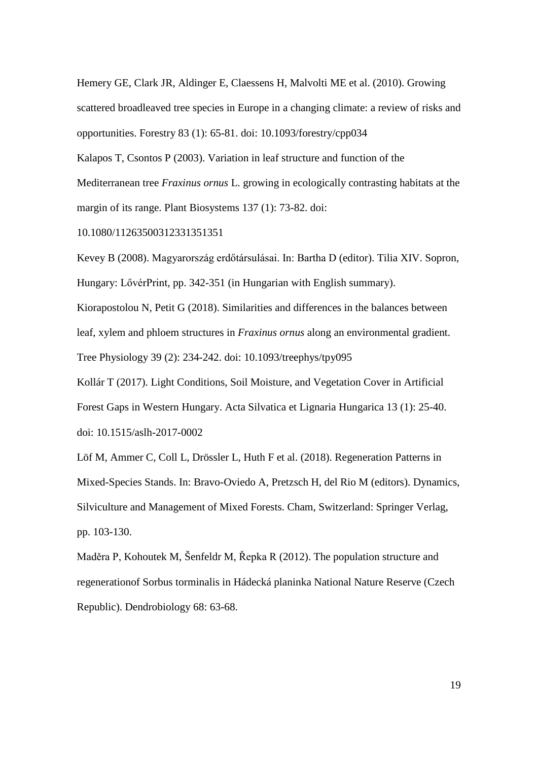Hemery GE, Clark JR, Aldinger E, Claessens H, Malvolti ME et al. (2010). Growing scattered broadleaved tree species in Europe in a changing climate: a review of risks and opportunities. Forestry 83 (1): 65-81. doi: 10.1093/forestry/cpp034

Kalapos T, Csontos P (2003). Variation in leaf structure and function of the Mediterranean tree *Fraxinus ornus* L. growing in ecologically contrasting habitats at the margin of its range. Plant Biosystems 137 (1): 73-82. doi: 10.1080/11263500312331351351

Kevey B (2008). Magyarország erdőtársulásai. In: Bartha D (editor). Tilia XIV. Sopron, Hungary: LővérPrint, pp. 342-351 (in Hungarian with English summary).

Kiorapostolou N, Petit G (2018). Similarities and differences in the balances between leaf, xylem and phloem structures in *Fraxinus ornus* along an environmental gradient. Tree Physiology 39 (2): 234-242. doi: 10.1093/treephys/tpy095

Kollár T (2017). Light Conditions, Soil Moisture, and Vegetation Cover in Artificial Forest Gaps in Western Hungary. Acta Silvatica et Lignaria Hungarica 13 (1): 25-40. doi: 10.1515/aslh-2017-0002

Löf M, Ammer C, Coll L, Drössler L, Huth F et al. (2018). Regeneration Patterns in Mixed-Species Stands. In: Bravo-Oviedo A, Pretzsch H, del Rio M (editors). Dynamics, Silviculture and Management of Mixed Forests. Cham, Switzerland: Springer Verlag, pp. 103-130.

Maděra P, Kohoutek M, Šenfeldr M, Řepka R (2012). The population structure and regenerationof Sorbus torminalis in Hádecká planinka National Nature Reserve (Czech Republic). Dendrobiology 68: 63-68.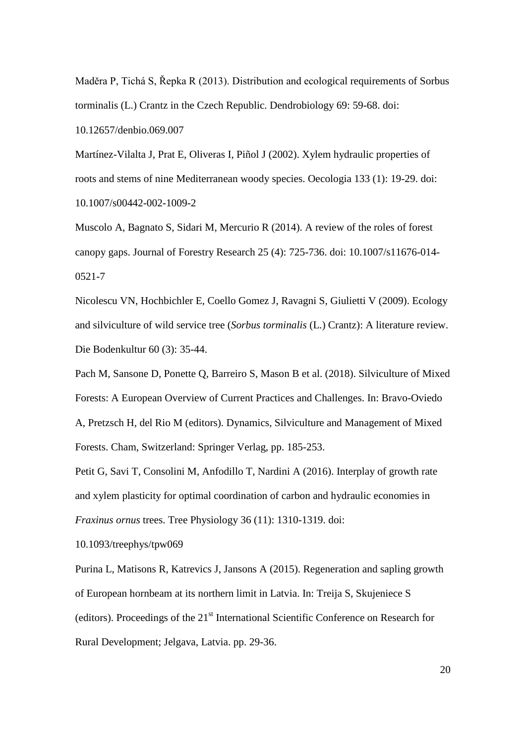Maděra P, Tichá S, Řepka R (2013). Distribution and ecological requirements of Sorbus torminalis (L.) Crantz in the Czech Republic. Dendrobiology 69: 59-68. doi: 10.12657/denbio.069.007

Martínez-Vilalta J, Prat E, Oliveras I, Piñol J (2002). Xylem hydraulic properties of roots and stems of nine Mediterranean woody species. Oecologia 133 (1): 19-29. doi: 10.1007/s00442-002-1009-2

Muscolo A, Bagnato S, Sidari M, Mercurio R (2014). A review of the roles of forest canopy gaps. Journal of Forestry Research 25 (4): 725-736. doi: 10.1007/s11676-014-0521-7

Nicolescu VN, Hochbichler E, Coello Gomez J, Ravagni S, Giulietti V (2009). Ecology and silviculture of wild service tree (*Sorbus torminalis* (L.) Crantz): A literature review. Die Bodenkultur 60 (3): 35-44.

Pach M, Sansone D, Ponette Q, Barreiro S, Mason B et al. (2018). Silviculture of Mixed Forests: A European Overview of Current Practices and Challenges. In: Bravo-Oviedo A, Pretzsch H, del Rio M (editors). Dynamics, Silviculture and Management of Mixed Forests. Cham, Switzerland: Springer Verlag, pp. 185-253.

Petit G, Savi T, Consolini M, Anfodillo T, Nardini A (2016). Interplay of growth rate and xylem plasticity for optimal coordination of carbon and hydraulic economies in *Fraxinus ornus* trees. Tree Physiology 36 (11): 1310-1319. doi: 10.1093/treephys/tpw069

Purina L, Matisons R, Katrevics J, Jansons A (2015). Regeneration and sapling growth of European hornbeam at its northern limit in Latvia. In: Treija S, Skujeniece S (editors). Proceedings of the 21st International Scientific Conference on Research for Rural Development; Jelgava, Latvia. pp. 29-36.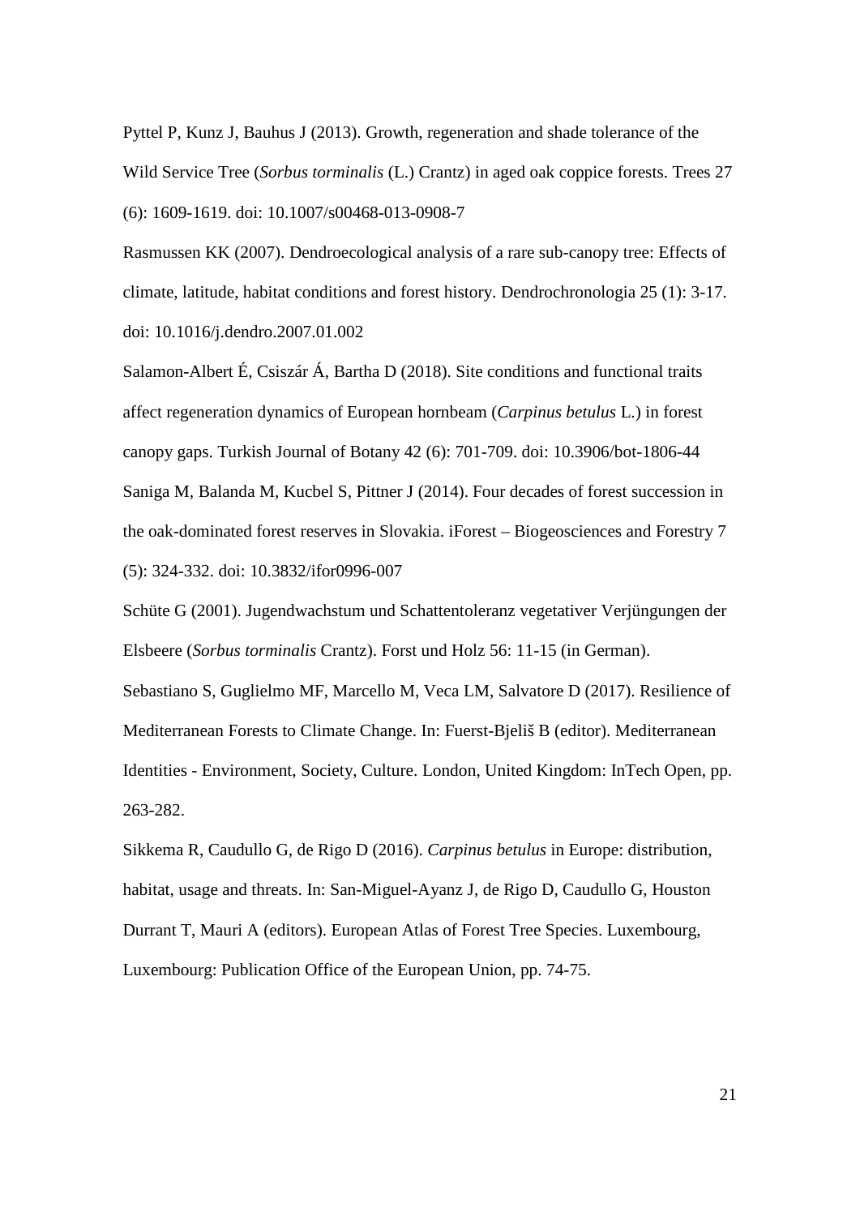Pyttel P, Kunz J, Bauhus J (2013). Growth, regeneration and shade tolerance of the Wild Service Tree (*Sorbus torminalis* (L.) Crantz) in aged oak coppice forests. Trees 27 (6): 1609-1619. doi: 10.1007/s00468-013-0908-7

Rasmussen KK (2007). Dendroecological analysis of a rare sub-canopy tree: Effects of climate, latitude, habitat conditions and forest history. Dendrochronologia 25 (1): 3-17. doi: 10.1016/j.dendro.2007.01.002

Salamon-Albert É, Csiszár Á, Bartha D (2018). Site conditions and functional traits affect regeneration dynamics of European hornbeam (*Carpinus betulus* L.) in forest canopy gaps. Turkish Journal of Botany 42 (6): 701-709. doi: 10.3906/bot-1806-44

Saniga M, Balanda M, Kucbel S, Pittner J (2014). Four decades of forest succession in the oak-dominated forest reserves in Slovakia. iForest – Biogeosciences and Forestry 7 (5): 324-332. doi: 10.3832/ifor0996-007

Schüte G (2001). Jugendwachstum und Schattentoleranz vegetativer Verjüngungen der Elsbeere (*Sorbus torminalis* Crantz). Forst und Holz 56: 11-15 (in German).

Sebastiano S, Guglielmo MF, Marcello M, Veca LM, Salvatore D (2017). Resilience of Mediterranean Forests to Climate Change. In: Fuerst-Bjeliš B (editor). Mediterranean Identities - Environment, Society, Culture. London, United Kingdom: InTech Open, pp. 263-282.

Sikkema R, Caudullo G, de Rigo D (2016). *Carpinus betulus* in Europe: distribution, habitat, usage and threats. In: San-Miguel-Ayanz J, de Rigo D, Caudullo G, Houston Durrant T, Mauri A (editors). European Atlas of Forest Tree Species. Luxembourg, Luxembourg: Publication Office of the European Union, pp. 74-75.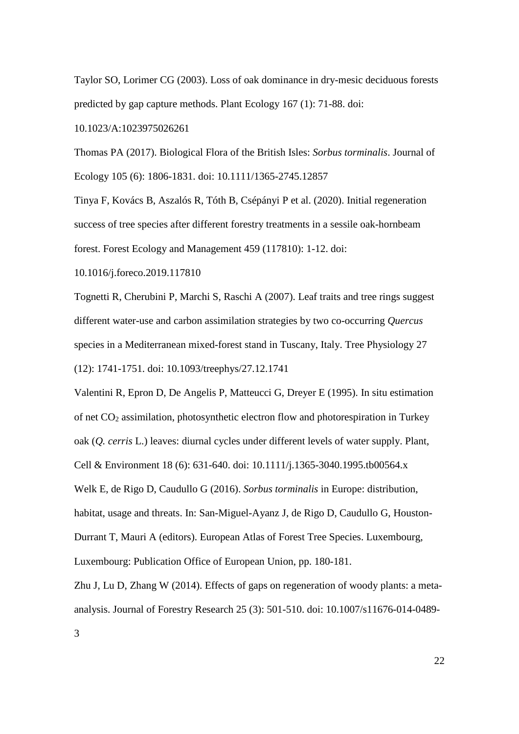Taylor SO, Lorimer CG (2003). Loss of oak dominance in dry-mesic deciduous forests predicted by gap capture methods. Plant Ecology 167 (1): 71-88. doi: 10.1023/A:1023975026261

Thomas PA (2017). Biological Flora of the British Isles: *Sorbus torminalis*. Journal of Ecology 105 (6): 1806-1831. doi: 10.1111/1365-2745.12857

Tinya F, Kovács B, Aszalós R, Tóth B, Csépányi P et al. (2020). Initial regeneration success of tree species after different forestry treatments in a sessile oak-hornbeam forest. Forest Ecology and Management 459 (117810): 1-12. doi: 10.1016/j.foreco.2019.117810

Tognetti R, Cherubini P, Marchi S, Raschi A (2007). Leaf traits and tree rings suggest different water-use and carbon assimilation strategies by two co-occurring *Quercus* species in a Mediterranean mixed-forest stand in Tuscany, Italy. Tree Physiology 27 (12): 1741-1751. doi: 10.1093/treephys/27.12.1741

Valentini R, Epron D, De Angelis P, Matteucci G, Dreyer E (1995). In situ estimation of net $CO_2$ assimilation, photosynthetic electron flow and photorespiration in Turkey oak (*Q. cerris* L.) leaves: diurnal cycles under different levels of water supply. Plant, Cell & Environment 18 (6): 631-640. doi: 10.1111/j.1365-3040.1995.tb00564.x

Welk E, de Rigo D, Caudullo G (2016). *Sorbus torminalis* in Europe: distribution, habitat, usage and threats. In: San-Miguel-Ayanz J, de Rigo D, Caudullo G, Houston-Durrant T, Mauri A (editors). European Atlas of Forest Tree Species. Luxembourg, Luxembourg: Publication Office of European Union, pp. 180-181.

Zhu J, Lu D, Zhang W (2014). Effects of gaps on regeneration of woody plants: a meta-analysis. Journal of Forestry Research 25 (3): 501-510. doi: 10.1007/s11676-014-0489-3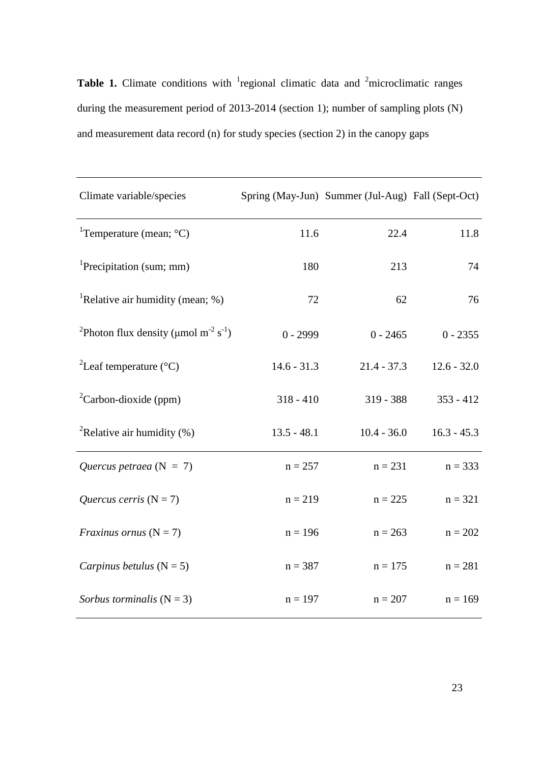**Table 1.** Climate conditions with [1]regional climatic data and [2]microclimatic ranges during the measurement period of 2013-2014 (section 1); number of sampling plots (N) and measurement data record (n) for study species (section 2) in the canopy gaps

| Climate variable/species | Spring (May-Jun) | Summer (Jul-Aug) | Fall (Sept-Oct) |
|---|---|---|---|
| [1]Temperature (mean; °C) | 11.6 | 22.4 | 11.8 |
| [1]Precipitation (sum; mm) | 180 | 213 | 74 |
| [1]Relative air humidity (mean; %) | 72 | 62 | 76 |
| [2]Photon flux density (μmol $m^{-2}$ $s^{-1}$) | 0 - 2999 | 0 - 2465 | 0 - 2355 |
| [2]Leaf temperature (°C) | 14.6 - 31.3 | 21.4 - 37.3 | 12.6 - 32.0 |
| [2]Carbon-dioxide (ppm) | 318 - 410 | 319 - 388 | 353 - 412 |
| [2]Relative air humidity (%) | 13.5 - 48.1 | 10.4 - 36.0 | 16.3 - 45.3 |
| *Quercus petraea* (N = 7) | n = 257 | n = 231 | n = 333 |
| *Quercus cerris* (N = 7) | n = 219 | n = 225 | n = 321 |
| *Fraxinus ornus* (N = 7) | n = 196 | n = 263 | n = 202 |
| *Carpinus betulus* (N = 5) | n = 387 | n = 175 | n = 281 |
| *Sorbus torminalis* (N = 3) | n = 197 | n = 207 | n = 169 |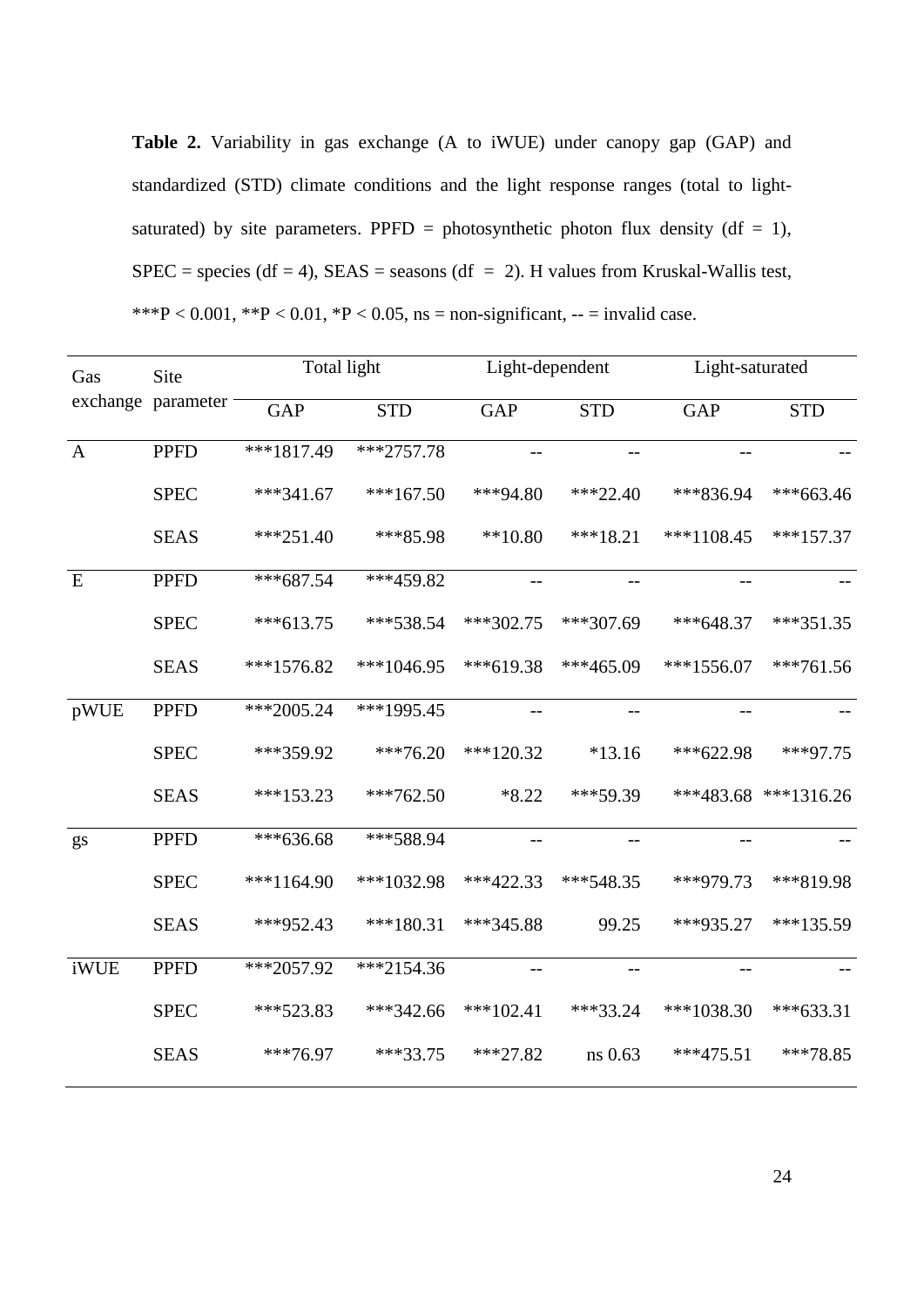**Table 2.** Variability in gas exchange (A to iWUE) under canopy gap (GAP) and standardized (STD) climate conditions and the light response ranges (total to light-saturated) by site parameters. PPFD = photosynthetic photon flux density (df = 1), SPEC = species (df = 4), SEAS = seasons (df = 2). H values from Kruskal-Wallis test, ***P < 0.001, **P < 0.01, *P < 0.05, ns = non-significant, -- = invalid case.

| Gas exchange | Site parameter | Total light | | Light-dependent | | Light-saturated | |
|---|---|---|---|---|---|---|---|
| | | GAP | STD | GAP | STD | GAP | STD |
| A | PPFD | ***1817.49 | ***2757.78 | -- | -- | -- | -- |
| | SPEC | ***341.67 | ***167.50 | ***94.80 | ***22.40 | ***836.94 | ***663.46 |
| | SEAS | ***251.40 | ***85.98 | **10.80 | ***18.21 | ***1108.45 | ***157.37 |
| E | PPFD | ***687.54 | ***459.82 | -- | -- | -- | -- |
| | SPEC | ***613.75 | ***538.54 | ***302.75 | ***307.69 | ***648.37 | ***351.35 |
| | SEAS | ***1576.82 | ***1046.95 | ***619.38 | ***465.09 | ***1556.07 | ***761.56 |
| pWUE | PPFD | ***2005.24 | ***1995.45 | -- | -- | -- | -- |
| | SPEC | ***359.92 | ***76.20 | ***120.32 | *13.16 | ***622.98 | ***97.75 |
| | SEAS | ***153.23 | ***762.50 | *8.22 | ***59.39 | ***483.68 | ***1316.26 |
| gs | PPFD | ***636.68 | ***588.94 | -- | -- | -- | -- |
| | SPEC | ***1164.90 | ***1032.98 | ***422.33 | ***548.35 | ***979.73 | ***819.98 |
| | SEAS | ***952.43 | ***180.31 | ***345.88 | 99.25 | ***935.27 | ***135.59 |
| iWUE | PPFD | ***2057.92 | ***2154.36 | -- | -- | -- | -- |
| | SPEC | ***523.83 | ***342.66 | ***102.41 | ***33.24 | ***1038.30 | ***633.31 |
| | SEAS | ***76.97 | ***33.75 | ***27.82 | ns 0.63 | ***475.51 | ***78.85 |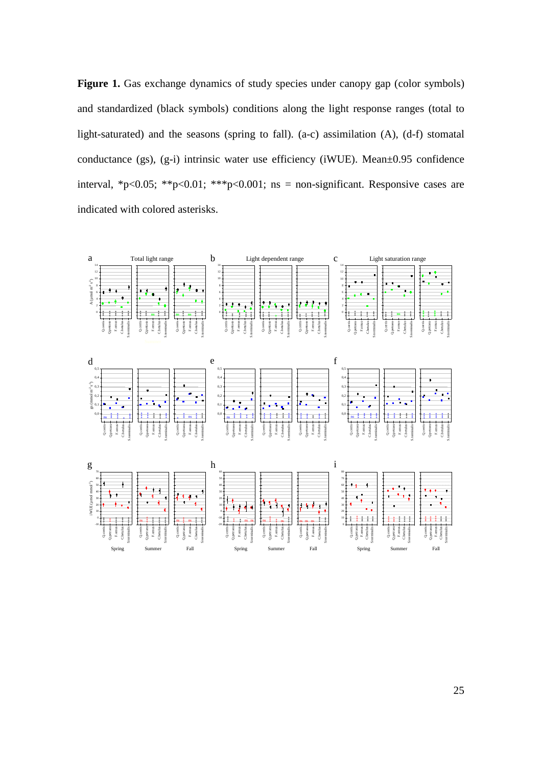**Figure 1.** Gas exchange dynamics of study species under canopy gap (color symbols) and standardized (black symbols) conditions along the light response ranges (total to light-saturated) and the seasons (spring to fall). (a-c) assimilation (A), (d-f) stomatal conductance (gs), (g-i) intrinsic water use efficiency (iWUE). Mean±0.95 confidence interval, *p<0.05; **p<0.01; ***p<0.001; ns = non-significant. Responsive cases are indicated with colored asterisks.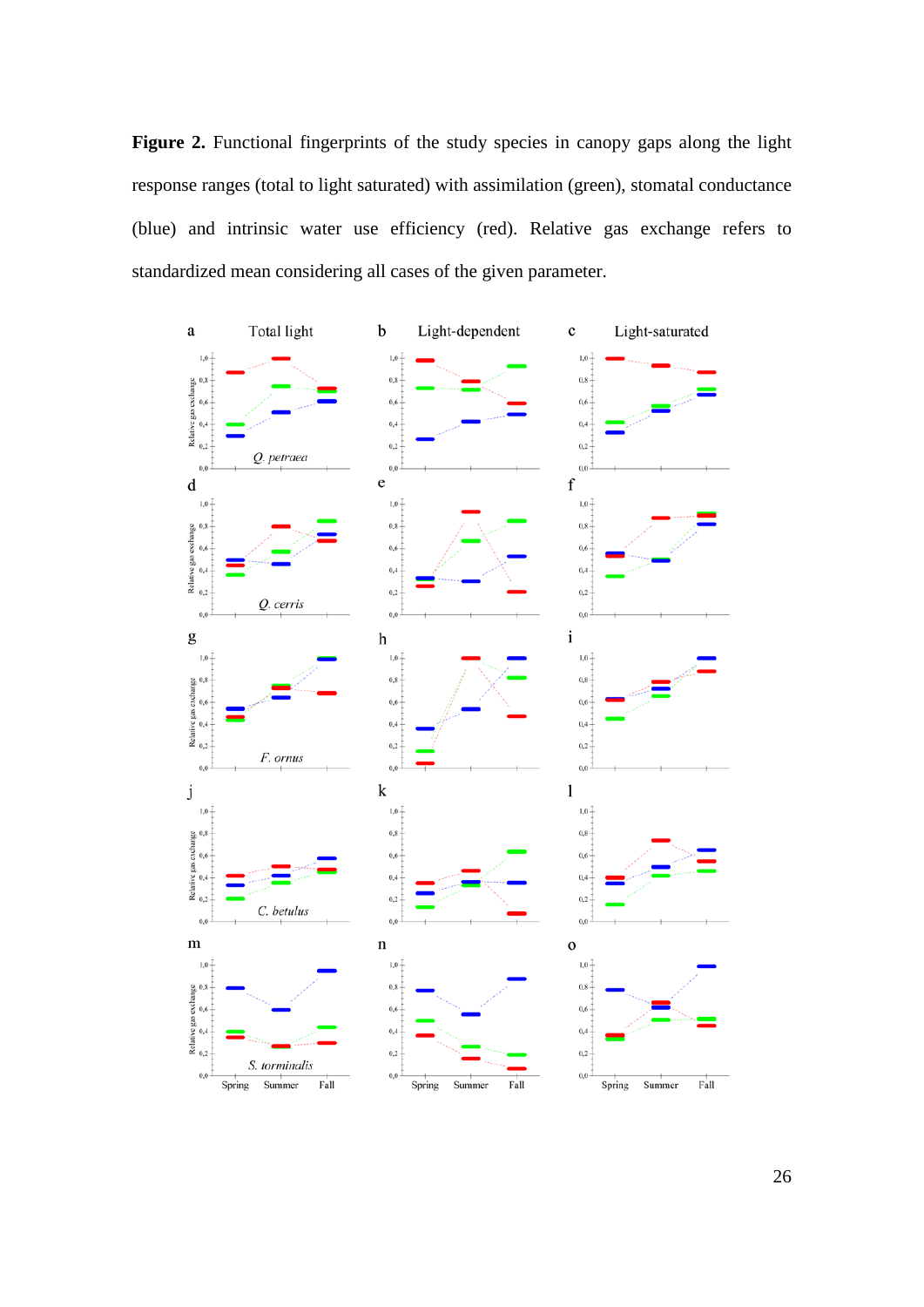**Figure 2.** Functional fingerprints of the study species in canopy gaps along the light response ranges (total to light saturated) with assimilation (green), stomatal conductance (blue) and intrinsic water use efficiency (red). Relative gas exchange refers to standardized mean considering all cases of the given parameter.

a Total light

b Light-dependent

c Light-saturated

Relative gas exchange

*Q. petraea*

d

e

f

*Q. cerris*

g

h

i

*F. ornus*

j

k

l

*C. betulus*

m

n

o

*S. torminalis*

Spring Summer Fall

1,0 0,8 0,6 0,4 0,2 0,0